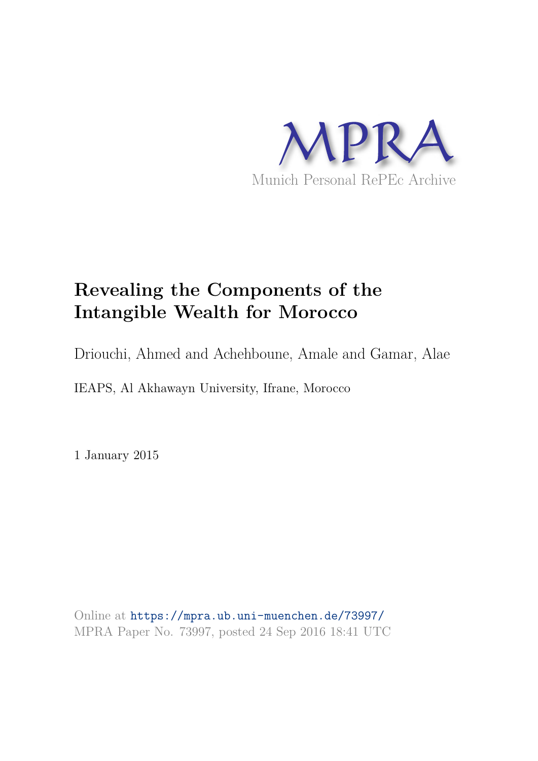MPRA

Munich Personal RePEc Archive

# Revealing the Components of the Intangible Wealth for Morocco

Driouchi, Ahmed and Achehboune, Amale and Gamar, Alae

IEAPS, Al Akhawayn University, Ifrane, Morocco

1 January 2015

Online at https://mpra.ub.uni-muenchen.de/73997/
MPRA Paper No. 73997, posted 24 Sep 2016 18:41 UTC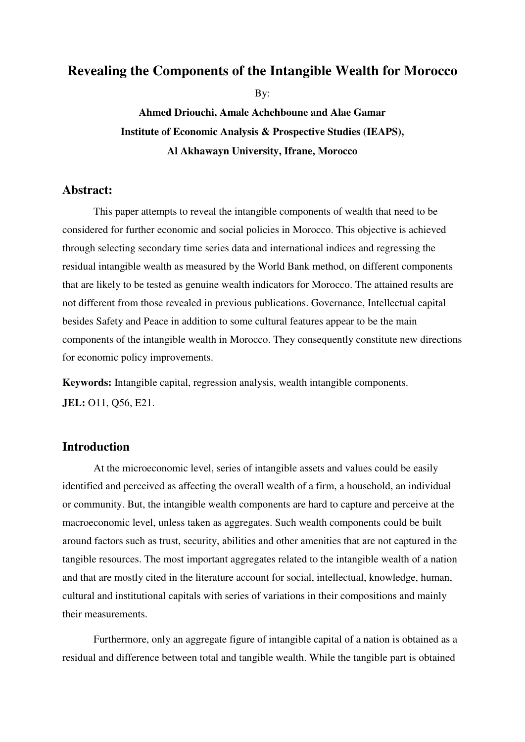# Revealing the Components of the Intangible Wealth for Morocco

By:

**Ahmed Driouchi, Amale Achehboune and Alae Gamar**
**Institute of Economic Analysis & Prospective Studies (IEAPS),**
**Al Akhawayn University, Ifrane, Morocco**

## Abstract:

This paper attempts to reveal the intangible components of wealth that need to be considered for further economic and social policies in Morocco. This objective is achieved through selecting secondary time series data and international indices and regressing the residual intangible wealth as measured by the World Bank method, on different components that are likely to be tested as genuine wealth indicators for Morocco. The attained results are not different from those revealed in previous publications. Governance, Intellectual capital besides Safety and Peace in addition to some cultural features appear to be the main components of the intangible wealth in Morocco. They consequently constitute new directions for economic policy improvements.

**Keywords:** Intangible capital, regression analysis, wealth intangible components.

**JEL:** O11, Q56, E21.

## Introduction

At the microeconomic level, series of intangible assets and values could be easily identified and perceived as affecting the overall wealth of a firm, a household, an individual or community. But, the intangible wealth components are hard to capture and perceive at the macroeconomic level, unless taken as aggregates. Such wealth components could be built around factors such as trust, security, abilities and other amenities that are not captured in the tangible resources. The most important aggregates related to the intangible wealth of a nation and that are mostly cited in the literature account for social, intellectual, knowledge, human, cultural and institutional capitals with series of variations in their compositions and mainly their measurements.

Furthermore, only an aggregate figure of intangible capital of a nation is obtained as a residual and difference between total and tangible wealth. While the tangible part is obtained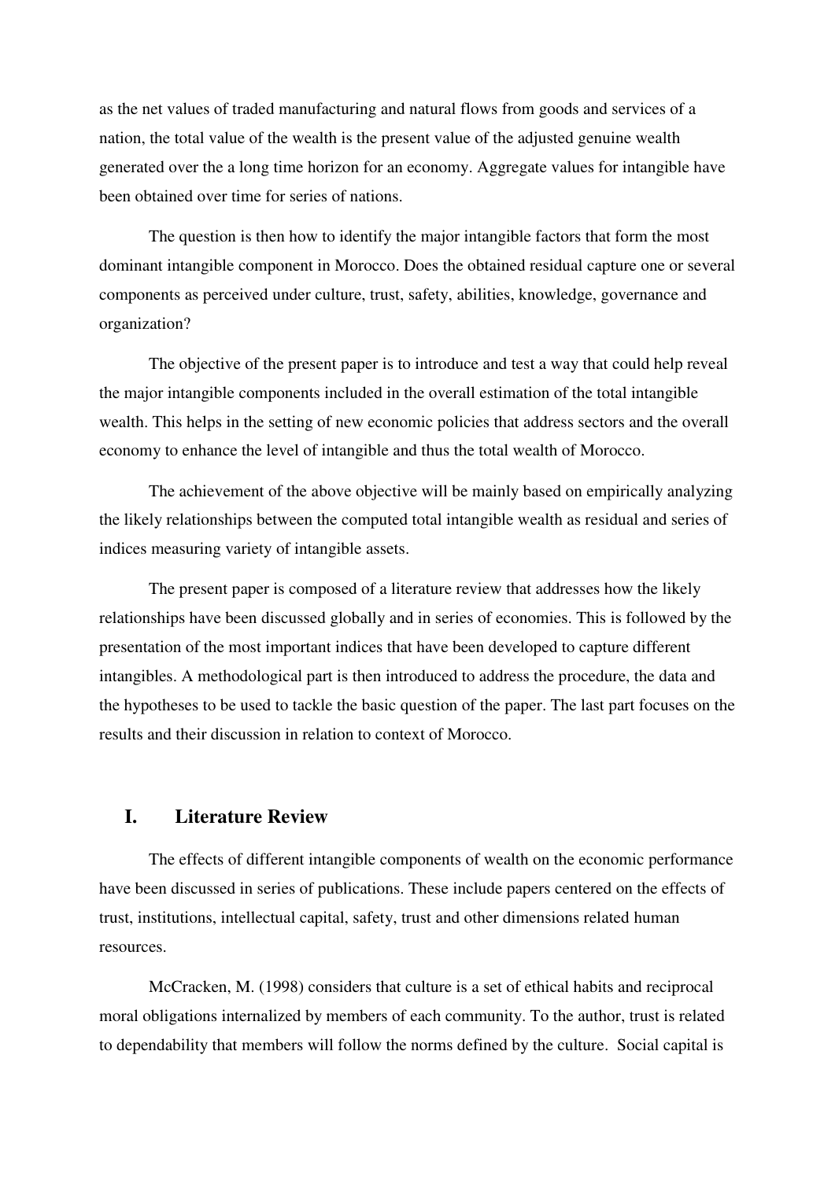as the net values of traded manufacturing and natural flows from goods and services of a nation, the total value of the wealth is the present value of the adjusted genuine wealth generated over the a long time horizon for an economy. Aggregate values for intangible have been obtained over time for series of nations.

The question is then how to identify the major intangible factors that form the most dominant intangible component in Morocco. Does the obtained residual capture one or several components as perceived under culture, trust, safety, abilities, knowledge, governance and organization?

The objective of the present paper is to introduce and test a way that could help reveal the major intangible components included in the overall estimation of the total intangible wealth. This helps in the setting of new economic policies that address sectors and the overall economy to enhance the level of intangible and thus the total wealth of Morocco.

The achievement of the above objective will be mainly based on empirically analyzing the likely relationships between the computed total intangible wealth as residual and series of indices measuring variety of intangible assets.

The present paper is composed of a literature review that addresses how the likely relationships have been discussed globally and in series of economies. This is followed by the presentation of the most important indices that have been developed to capture different intangibles. A methodological part is then introduced to address the procedure, the data and the hypotheses to be used to tackle the basic question of the paper. The last part focuses on the results and their discussion in relation to context of Morocco.

## I. Literature Review

The effects of different intangible components of wealth on the economic performance have been discussed in series of publications. These include papers centered on the effects of trust, institutions, intellectual capital, safety, trust and other dimensions related human resources.

McCracken, M. (1998) considers that culture is a set of ethical habits and reciprocal moral obligations internalized by members of each community. To the author, trust is related to dependability that members will follow the norms defined by the culture. Social capital is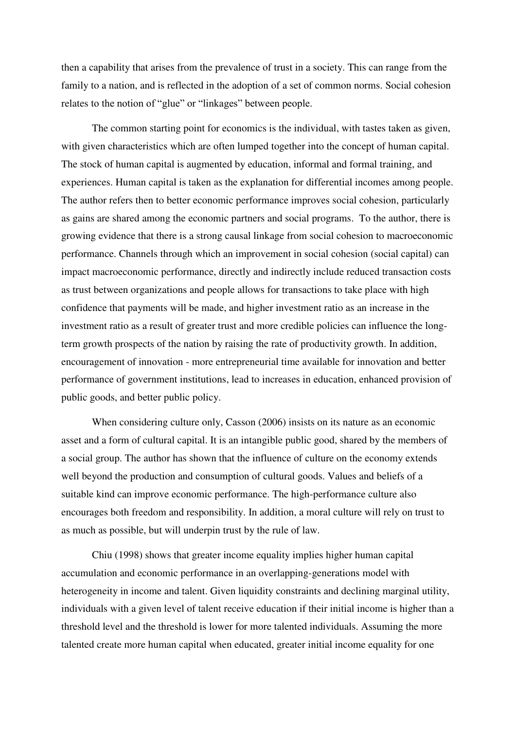then a capability that arises from the prevalence of trust in a society. This can range from the family to a nation, and is reflected in the adoption of a set of common norms. Social cohesion relates to the notion of "glue" or "linkages" between people.

The common starting point for economics is the individual, with tastes taken as given, with given characteristics which are often lumped together into the concept of human capital. The stock of human capital is augmented by education, informal and formal training, and experiences. Human capital is taken as the explanation for differential incomes among people. The author refers then to better economic performance improves social cohesion, particularly as gains are shared among the economic partners and social programs. To the author, there is growing evidence that there is a strong causal linkage from social cohesion to macroeconomic performance. Channels through which an improvement in social cohesion (social capital) can impact macroeconomic performance, directly and indirectly include reduced transaction costs as trust between organizations and people allows for transactions to take place with high confidence that payments will be made, and higher investment ratio as an increase in the investment ratio as a result of greater trust and more credible policies can influence the long-term growth prospects of the nation by raising the rate of productivity growth. In addition, encouragement of innovation - more entrepreneurial time available for innovation and better performance of government institutions, lead to increases in education, enhanced provision of public goods, and better public policy.

When considering culture only, Casson (2006) insists on its nature as an economic asset and a form of cultural capital. It is an intangible public good, shared by the members of a social group. The author has shown that the influence of culture on the economy extends well beyond the production and consumption of cultural goods. Values and beliefs of a suitable kind can improve economic performance. The high-performance culture also encourages both freedom and responsibility. In addition, a moral culture will rely on trust to as much as possible, but will underpin trust by the rule of law.

Chiu (1998) shows that greater income equality implies higher human capital accumulation and economic performance in an overlapping-generations model with heterogeneity in income and talent. Given liquidity constraints and declining marginal utility, individuals with a given level of talent receive education if their initial income is higher than a threshold level and the threshold is lower for more talented individuals. Assuming the more talented create more human capital when educated, greater initial income equality for one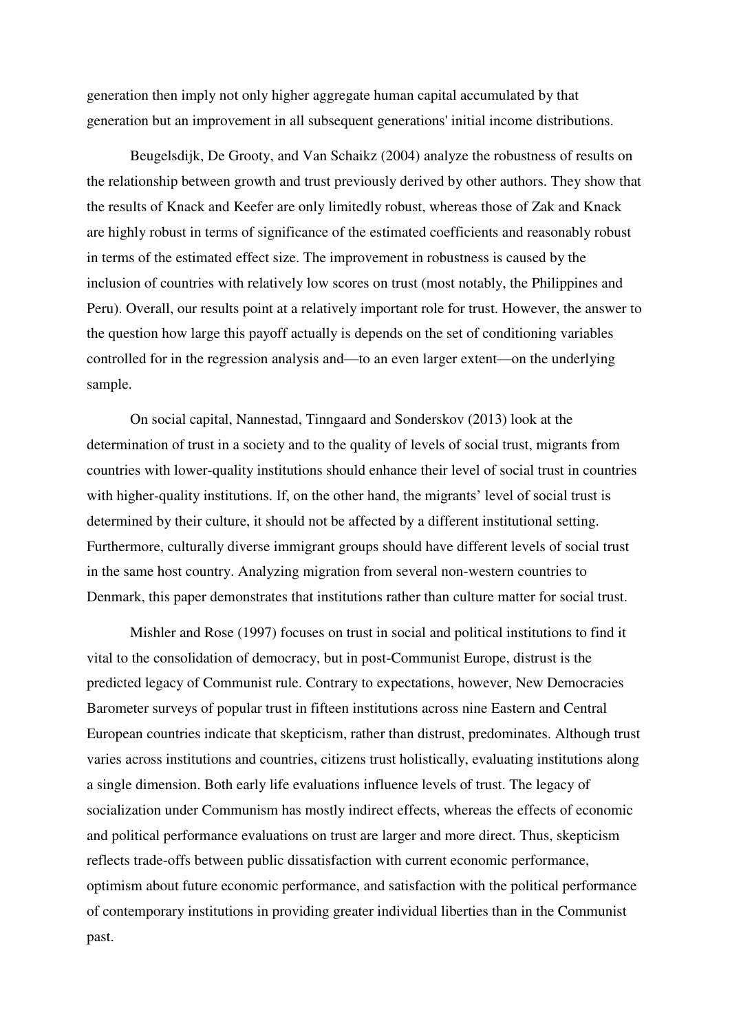generation then imply not only higher aggregate human capital accumulated by that generation but an improvement in all subsequent generations' initial income distributions.

Beugelsdijk, De Grooty, and Van Schaikz (2004) analyze the robustness of results on the relationship between growth and trust previously derived by other authors. They show that the results of Knack and Keefer are only limitedly robust, whereas those of Zak and Knack are highly robust in terms of significance of the estimated coefficients and reasonably robust in terms of the estimated effect size. The improvement in robustness is caused by the inclusion of countries with relatively low scores on trust (most notably, the Philippines and Peru). Overall, our results point at a relatively important role for trust. However, the answer to the question how large this payoff actually is depends on the set of conditioning variables controlled for in the regression analysis and—to an even larger extent—on the underlying sample.

On social capital, Nannestad, Tinngaard and Sonderskov (2013) look at the determination of trust in a society and to the quality of levels of social trust, migrants from countries with lower-quality institutions should enhance their level of social trust in countries with higher-quality institutions. If, on the other hand, the migrants' level of social trust is determined by their culture, it should not be affected by a different institutional setting. Furthermore, culturally diverse immigrant groups should have different levels of social trust in the same host country. Analyzing migration from several non-western countries to Denmark, this paper demonstrates that institutions rather than culture matter for social trust.

Mishler and Rose (1997) focuses on trust in social and political institutions to find it vital to the consolidation of democracy, but in post-Communist Europe, distrust is the predicted legacy of Communist rule. Contrary to expectations, however, New Democracies Barometer surveys of popular trust in fifteen institutions across nine Eastern and Central European countries indicate that skepticism, rather than distrust, predominates. Although trust varies across institutions and countries, citizens trust holistically, evaluating institutions along a single dimension. Both early life evaluations influence levels of trust. The legacy of socialization under Communism has mostly indirect effects, whereas the effects of economic and political performance evaluations on trust are larger and more direct. Thus, skepticism reflects trade-offs between public dissatisfaction with current economic performance, optimism about future economic performance, and satisfaction with the political performance of contemporary institutions in providing greater individual liberties than in the Communist past.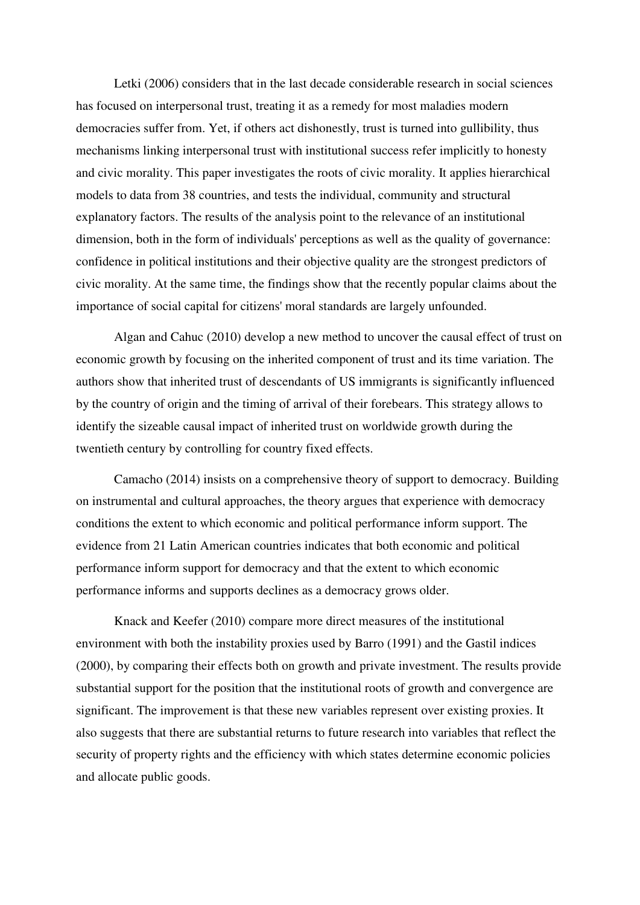Letki (2006) considers that in the last decade considerable research in social sciences has focused on interpersonal trust, treating it as a remedy for most maladies modern democracies suffer from. Yet, if others act dishonestly, trust is turned into gullibility, thus mechanisms linking interpersonal trust with institutional success refer implicitly to honesty and civic morality. This paper investigates the roots of civic morality. It applies hierarchical models to data from 38 countries, and tests the individual, community and structural explanatory factors. The results of the analysis point to the relevance of an institutional dimension, both in the form of individuals' perceptions as well as the quality of governance: confidence in political institutions and their objective quality are the strongest predictors of civic morality. At the same time, the findings show that the recently popular claims about the importance of social capital for citizens' moral standards are largely unfounded.

Algan and Cahuc (2010) develop a new method to uncover the causal effect of trust on economic growth by focusing on the inherited component of trust and its time variation. The authors show that inherited trust of descendants of US immigrants is significantly influenced by the country of origin and the timing of arrival of their forebears. This strategy allows to identify the sizeable causal impact of inherited trust on worldwide growth during the twentieth century by controlling for country fixed effects.

Camacho (2014) insists on a comprehensive theory of support to democracy. Building on instrumental and cultural approaches, the theory argues that experience with democracy conditions the extent to which economic and political performance inform support. The evidence from 21 Latin American countries indicates that both economic and political performance inform support for democracy and that the extent to which economic performance informs and supports declines as a democracy grows older.

Knack and Keefer (2010) compare more direct measures of the institutional environment with both the instability proxies used by Barro (1991) and the Gastil indices (2000), by comparing their effects both on growth and private investment. The results provide substantial support for the position that the institutional roots of growth and convergence are significant. The improvement is that these new variables represent over existing proxies. It also suggests that there are substantial returns to future research into variables that reflect the security of property rights and the efficiency with which states determine economic policies and allocate public goods.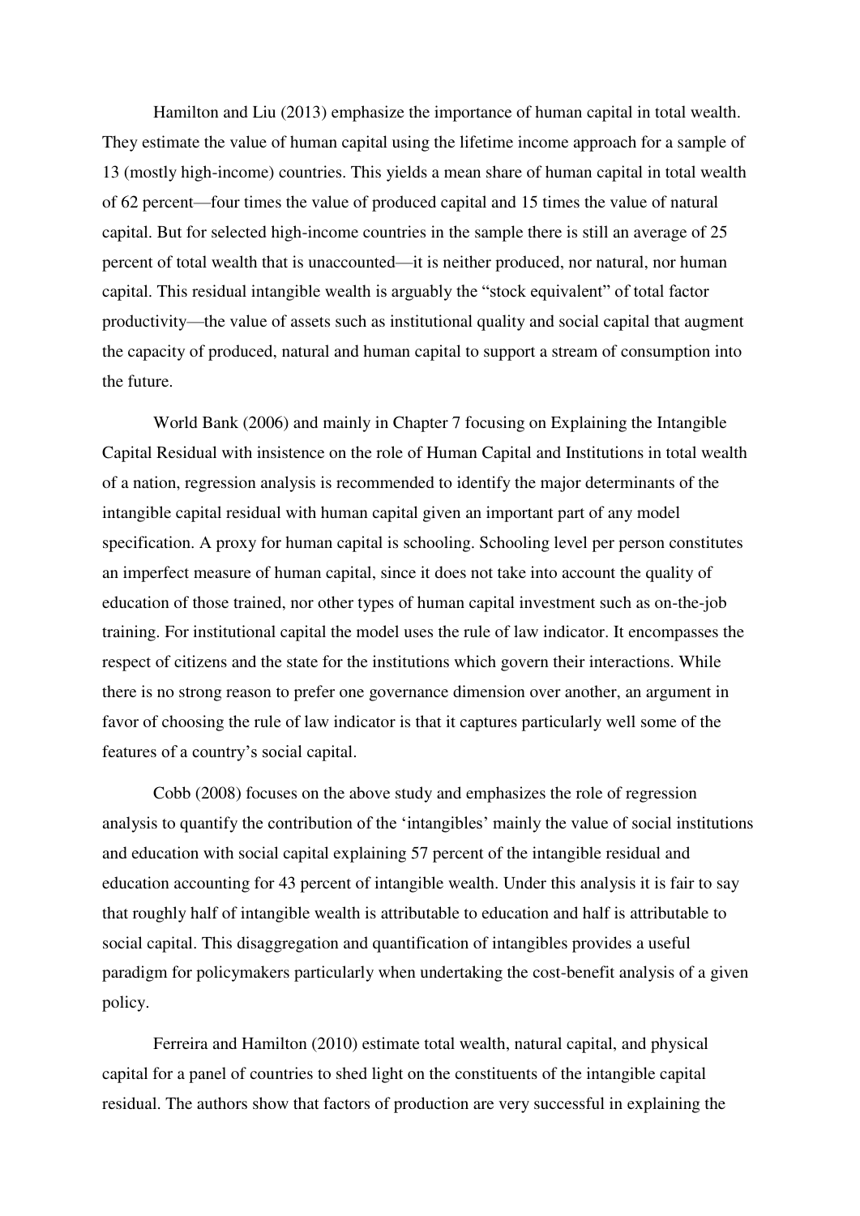Hamilton and Liu (2013) emphasize the importance of human capital in total wealth. They estimate the value of human capital using the lifetime income approach for a sample of 13 (mostly high-income) countries. This yields a mean share of human capital in total wealth of 62 percent—four times the value of produced capital and 15 times the value of natural capital. But for selected high-income countries in the sample there is still an average of 25 percent of total wealth that is unaccounted—it is neither produced, nor natural, nor human capital. This residual intangible wealth is arguably the "stock equivalent" of total factor productivity—the value of assets such as institutional quality and social capital that augment the capacity of produced, natural and human capital to support a stream of consumption into the future.

World Bank (2006) and mainly in Chapter 7 focusing on Explaining the Intangible Capital Residual with insistence on the role of Human Capital and Institutions in total wealth of a nation, regression analysis is recommended to identify the major determinants of the intangible capital residual with human capital given an important part of any model specification. A proxy for human capital is schooling. Schooling level per person constitutes an imperfect measure of human capital, since it does not take into account the quality of education of those trained, nor other types of human capital investment such as on-the-job training. For institutional capital the model uses the rule of law indicator. It encompasses the respect of citizens and the state for the institutions which govern their interactions. While there is no strong reason to prefer one governance dimension over another, an argument in favor of choosing the rule of law indicator is that it captures particularly well some of the features of a country's social capital.

Cobb (2008) focuses on the above study and emphasizes the role of regression analysis to quantify the contribution of the 'intangibles' mainly the value of social institutions and education with social capital explaining 57 percent of the intangible residual and education accounting for 43 percent of intangible wealth. Under this analysis it is fair to say that roughly half of intangible wealth is attributable to education and half is attributable to social capital. This disaggregation and quantification of intangibles provides a useful paradigm for policymakers particularly when undertaking the cost-benefit analysis of a given policy.

Ferreira and Hamilton (2010) estimate total wealth, natural capital, and physical capital for a panel of countries to shed light on the constituents of the intangible capital residual. The authors show that factors of production are very successful in explaining the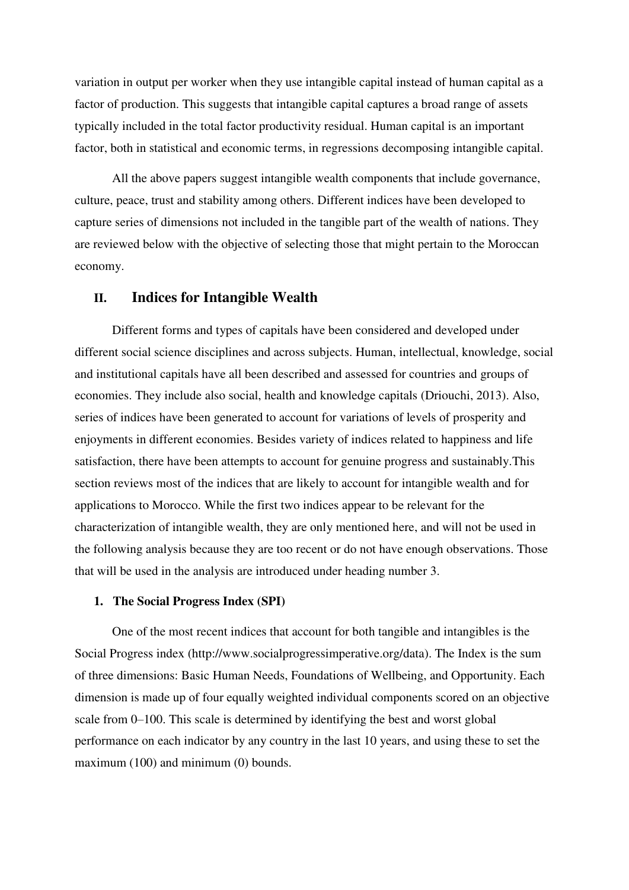variation in output per worker when they use intangible capital instead of human capital as a factor of production. This suggests that intangible capital captures a broad range of assets typically included in the total factor productivity residual. Human capital is an important factor, both in statistical and economic terms, in regressions decomposing intangible capital.

All the above papers suggest intangible wealth components that include governance, culture, peace, trust and stability among others. Different indices have been developed to capture series of dimensions not included in the tangible part of the wealth of nations. They are reviewed below with the objective of selecting those that might pertain to the Moroccan economy.

## II. Indices for Intangible Wealth

Different forms and types of capitals have been considered and developed under different social science disciplines and across subjects. Human, intellectual, knowledge, social and institutional capitals have all been described and assessed for countries and groups of economies. They include also social, health and knowledge capitals (Driouchi, 2013). Also, series of indices have been generated to account for variations of levels of prosperity and enjoyments in different economies. Besides variety of indices related to happiness and life satisfaction, there have been attempts to account for genuine progress and sustainably.This section reviews most of the indices that are likely to account for intangible wealth and for applications to Morocco. While the first two indices appear to be relevant for the characterization of intangible wealth, they are only mentioned here, and will not be used in the following analysis because they are too recent or do not have enough observations. Those that will be used in the analysis are introduced under heading number 3.

### 1. The Social Progress Index (SPI)

One of the most recent indices that account for both tangible and intangibles is the Social Progress index (http://www.socialprogressimperative.org/data). The Index is the sum of three dimensions: Basic Human Needs, Foundations of Wellbeing, and Opportunity. Each dimension is made up of four equally weighted individual components scored on an objective scale from 0–100. This scale is determined by identifying the best and worst global performance on each indicator by any country in the last 10 years, and using these to set the maximum (100) and minimum (0) bounds.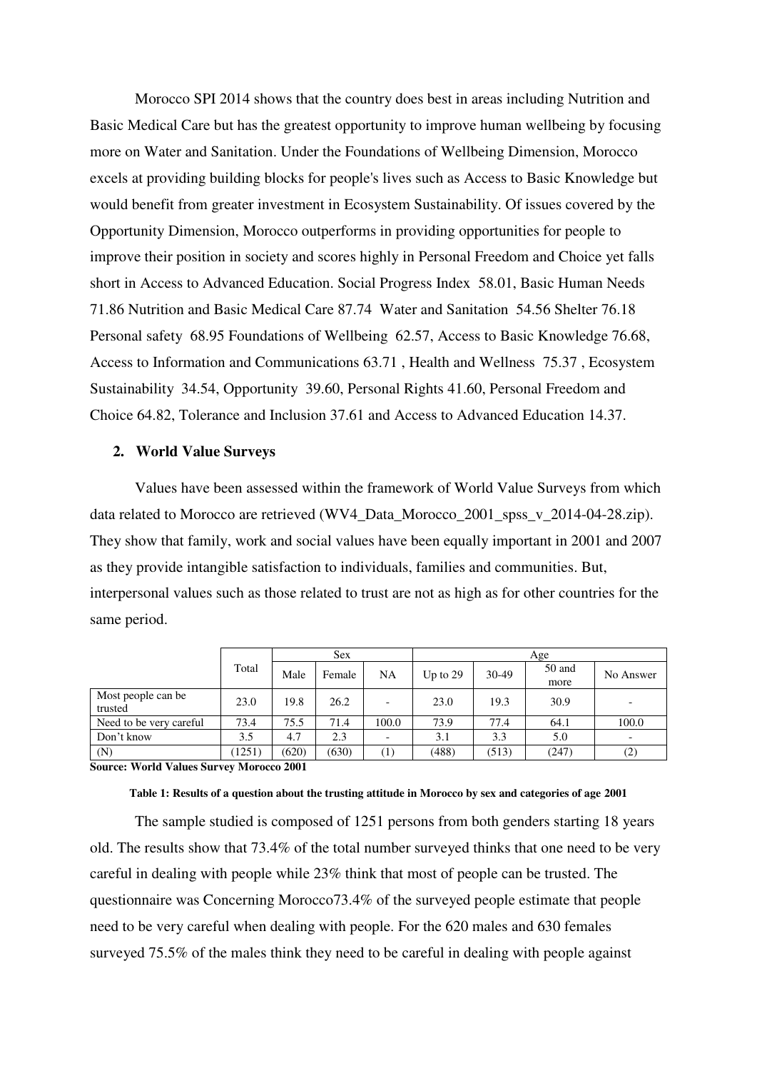Morocco SPI 2014 shows that the country does best in areas including Nutrition and Basic Medical Care but has the greatest opportunity to improve human wellbeing by focusing more on Water and Sanitation. Under the Foundations of Wellbeing Dimension, Morocco excels at providing building blocks for people's lives such as Access to Basic Knowledge but would benefit from greater investment in Ecosystem Sustainability. Of issues covered by the Opportunity Dimension, Morocco outperforms in providing opportunities for people to improve their position in society and scores highly in Personal Freedom and Choice yet falls short in Access to Advanced Education. Social Progress Index 58.01, Basic Human Needs 71.86 Nutrition and Basic Medical Care 87.74 Water and Sanitation 54.56 Shelter 76.18 Personal safety 68.95 Foundations of Wellbeing 62.57, Access to Basic Knowledge 76.68, Access to Information and Communications 63.71 , Health and Wellness 75.37 , Ecosystem Sustainability 34.54, Opportunity 39.60, Personal Rights 41.60, Personal Freedom and Choice 64.82, Tolerance and Inclusion 37.61 and Access to Advanced Education 14.37.

## 2. World Value Surveys

Values have been assessed within the framework of World Value Surveys from which data related to Morocco are retrieved (WV4_Data_Morocco_2001_spss_v_2014-04-28.zip). They show that family, work and social values have been equally important in 2001 and 2007 as they provide intangible satisfaction to individuals, families and communities. But, interpersonal values such as those related to trust are not as high as for other countries for the same period.

| | Total | Sex | | | Age | | | |
|---|---|---|---|---|---|---|---|---|
| | | Male | Female | NA | Up to 29 | 30-49 | 50 and more | No Answer |
| Most people can be trusted | 23.0 | 19.8 | 26.2 | - | 23.0 | 19.3 | 30.9 | - |
| Need to be very careful | 73.4 | 75.5 | 71.4 | 100.0 | 73.9 | 77.4 | 64.1 | 100.0 |
| Don't know | 3.5 | 4.7 | 2.3 | - | 3.1 | 3.3 | 5.0 | - |
| (N) | (1251) | (620) | (630) | (1) | (488) | (513) | (247) | (2) |

**Source: World Values Survey Morocco 2001**

**Table 1: Results of a question about the trusting attitude in Morocco by sex and categories of age 2001**

The sample studied is composed of 1251 persons from both genders starting 18 years old. The results show that 73.4% of the total number surveyed thinks that one need to be very careful in dealing with people while 23% think that most of people can be trusted. The questionnaire was Concerning Morocco73.4% of the surveyed people estimate that people need to be very careful when dealing with people. For the 620 males and 630 females surveyed 75.5% of the males think they need to be careful in dealing with people against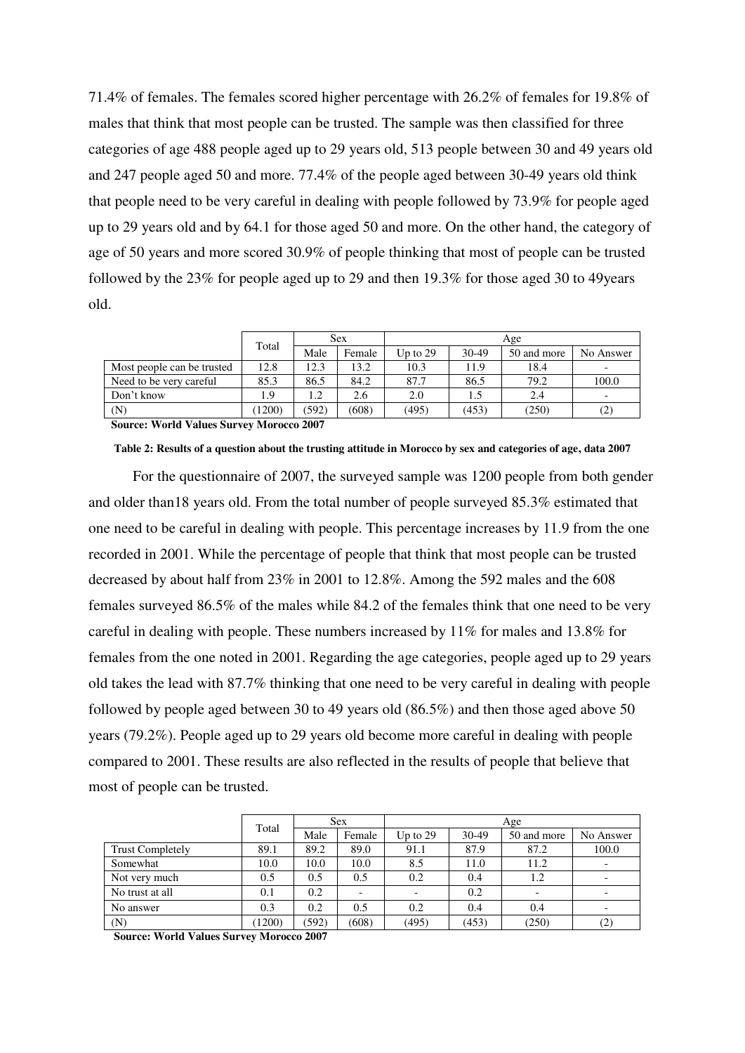71.4% of females. The females scored higher percentage with 26.2% of females for 19.8% of males that think that most people can be trusted. The sample was then classified for three categories of age 488 people aged up to 29 years old, 513 people between 30 and 49 years old and 247 people aged 50 and more. 77.4% of the people aged between 30-49 years old think that people need to be very careful in dealing with people followed by 73.9% for people aged up to 29 years old and by 64.1 for those aged 50 and more. On the other hand, the category of age of 50 years and more scored 30.9% of people thinking that most of people can be trusted followed by the 23% for people aged up to 29 and then 19.3% for those aged 30 to 49years old.

| | Total | Sex | | Age | | | |
|---|---|---|---|---|---|---|---|
| | | Male | Female | Up to 29 | 30-49 | 50 and more | No Answer |
| Most people can be trusted | 12.8 | 12.3 | 13.2 | 10.3 | 11.9 | 18.4 | - |
| Need to be very careful | 85.3 | 86.5 | 84.2 | 87.7 | 86.5 | 79.2 | 100.0 |
| Don't know | 1.9 | 1.2 | 2.6 | 2.0 | 1.5 | 2.4 | - |
| (N) | (1200) | (592) | (608) | (495) | (453) | (250) | (2) |

**Source: World Values Survey Morocco 2007**

**Table 2: Results of a question about the trusting attitude in Morocco by sex and categories of age, data 2007**

For the questionnaire of 2007, the surveyed sample was 1200 people from both gender and older than18 years old. From the total number of people surveyed 85.3% estimated that one need to be careful in dealing with people. This percentage increases by 11.9 from the one recorded in 2001. While the percentage of people that think that most people can be trusted decreased by about half from 23% in 2001 to 12.8%. Among the 592 males and the 608 females surveyed 86.5% of the males while 84.2 of the females think that one need to be very careful in dealing with people. These numbers increased by 11% for males and 13.8% for females from the one noted in 2001. Regarding the age categories, people aged up to 29 years old takes the lead with 87.7% thinking that one need to be very careful in dealing with people followed by people aged between 30 to 49 years old (86.5%) and then those aged above 50 years (79.2%). People aged up to 29 years old become more careful in dealing with people compared to 2001. These results are also reflected in the results of people that believe that most of people can be trusted.

| | Total | Sex | | Age | | | |
|---|---|---|---|---|---|---|---|
| | | Male | Female | Up to 29 | 30-49 | 50 and more | No Answer |
| Trust Completely | 89.1 | 89.2 | 89.0 | 91.1 | 87.9 | 87.2 | 100.0 |
| Somewhat | 10.0 | 10.0 | 10.0 | 8.5 | 11.0 | 11.2 | - |
| Not very much | 0.5 | 0.5 | 0.5 | 0.2 | 0.4 | 1.2 | - |
| No trust at all | 0.1 | 0.2 | - | - | 0.2 | - | - |
| No answer | 0.3 | 0.2 | 0.5 | 0.2 | 0.4 | 0.4 | - |
| (N) | (1200) | (592) | (608) | (495) | (453) | (250) | (2) |

**Source: World Values Survey Morocco 2007**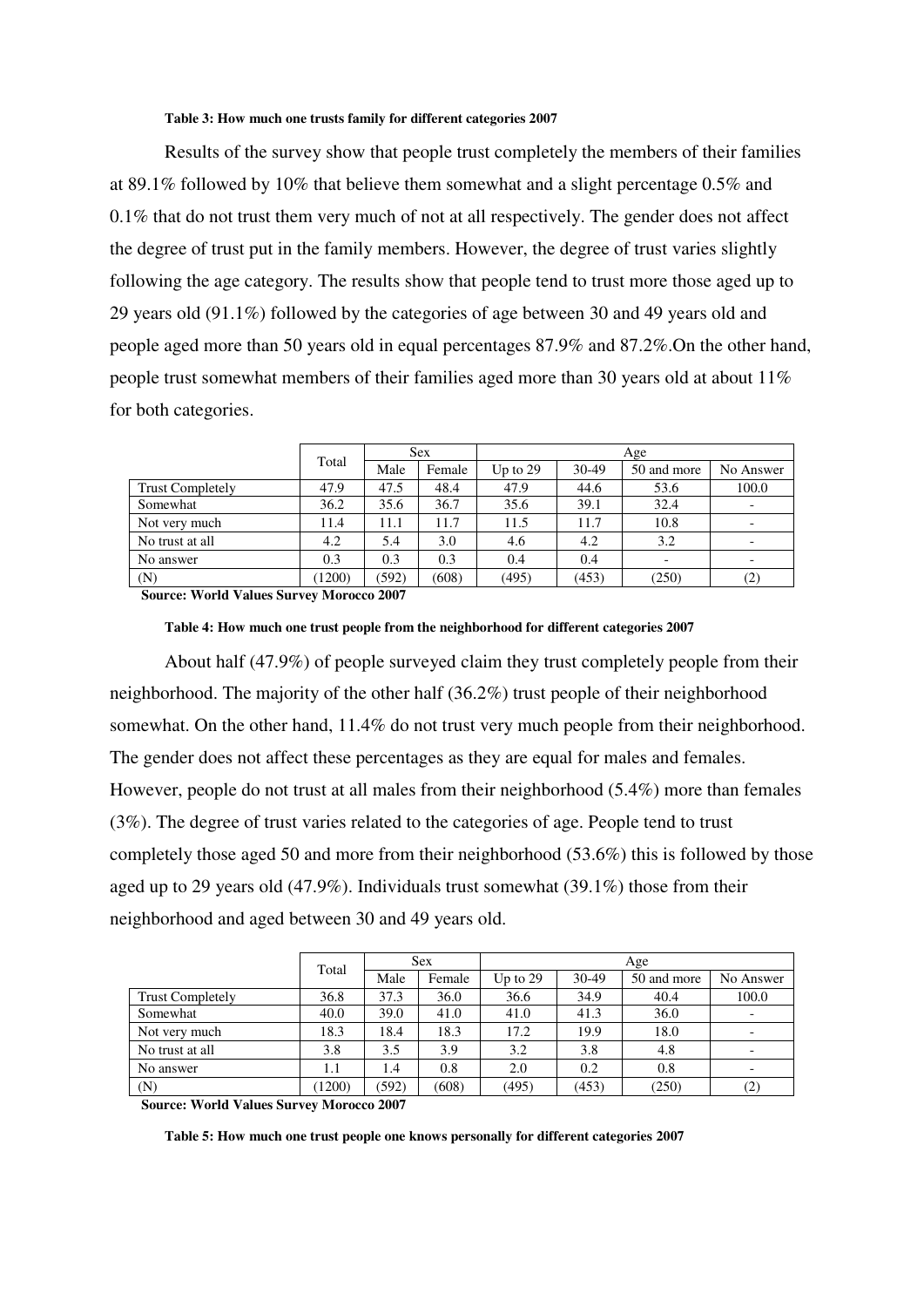**Table 3: How much one trusts family for different categories 2007**

Results of the survey show that people trust completely the members of their families at 89.1% followed by 10% that believe them somewhat and a slight percentage 0.5% and 0.1% that do not trust them very much of not at all respectively. The gender does not affect the degree of trust put in the family members. However, the degree of trust varies slightly following the age category. The results show that people tend to trust more those aged up to 29 years old (91.1%) followed by the categories of age between 30 and 49 years old and people aged more than 50 years old in equal percentages 87.9% and 87.2%.On the other hand, people trust somewhat members of their families aged more than 30 years old at about 11% for both categories.

| | Total | Sex | | Age | | | |
|---|---|---|---|---|---|---|---|
| | | Male | Female | Up to 29 | 30-49 | 50 and more | No Answer |
| Trust Completely | 47.9 | 47.5 | 48.4 | 47.9 | 44.6 | 53.6 | 100.0 |
| Somewhat | 36.2 | 35.6 | 36.7 | 35.6 | 39.1 | 32.4 | - |
| Not very much | 11.4 | 11.1 | 11.7 | 11.5 | 11.7 | 10.8 | - |
| No trust at all | 4.2 | 5.4 | 3.0 | 4.6 | 4.2 | 3.2 | - |
| No answer | 0.3 | 0.3 | 0.3 | 0.4 | 0.4 | - | - |
| (N) | (1200) | (592) | (608) | (495) | (453) | (250) | (2) |

**Source: World Values Survey Morocco 2007**

**Table 4: How much one trust people from the neighborhood for different categories 2007**

About half (47.9%) of people surveyed claim they trust completely people from their neighborhood. The majority of the other half (36.2%) trust people of their neighborhood somewhat. On the other hand, 11.4% do not trust very much people from their neighborhood. The gender does not affect these percentages as they are equal for males and females. However, people do not trust at all males from their neighborhood (5.4%) more than females (3%). The degree of trust varies related to the categories of age. People tend to trust completely those aged 50 and more from their neighborhood (53.6%) this is followed by those aged up to 29 years old (47.9%). Individuals trust somewhat (39.1%) those from their neighborhood and aged between 30 and 49 years old.

| | Total | Sex | | Age | | | |
|---|---|---|---|---|---|---|---|
| | | Male | Female | Up to 29 | 30-49 | 50 and more | No Answer |
| Trust Completely | 36.8 | 37.3 | 36.0 | 36.6 | 34.9 | 40.4 | 100.0 |
| Somewhat | 40.0 | 39.0 | 41.0 | 41.0 | 41.3 | 36.0 | - |
| Not very much | 18.3 | 18.4 | 18.3 | 17.2 | 19.9 | 18.0 | - |
| No trust at all | 3.8 | 3.5 | 3.9 | 3.2 | 3.8 | 4.8 | - |
| No answer | 1.1 | 1.4 | 0.8 | 2.0 | 0.2 | 0.8 | - |
| (N) | (1200) | (592) | (608) | (495) | (453) | (250) | (2) |

**Source: World Values Survey Morocco 2007**

**Table 5: How much one trust people one knows personally for different categories 2007**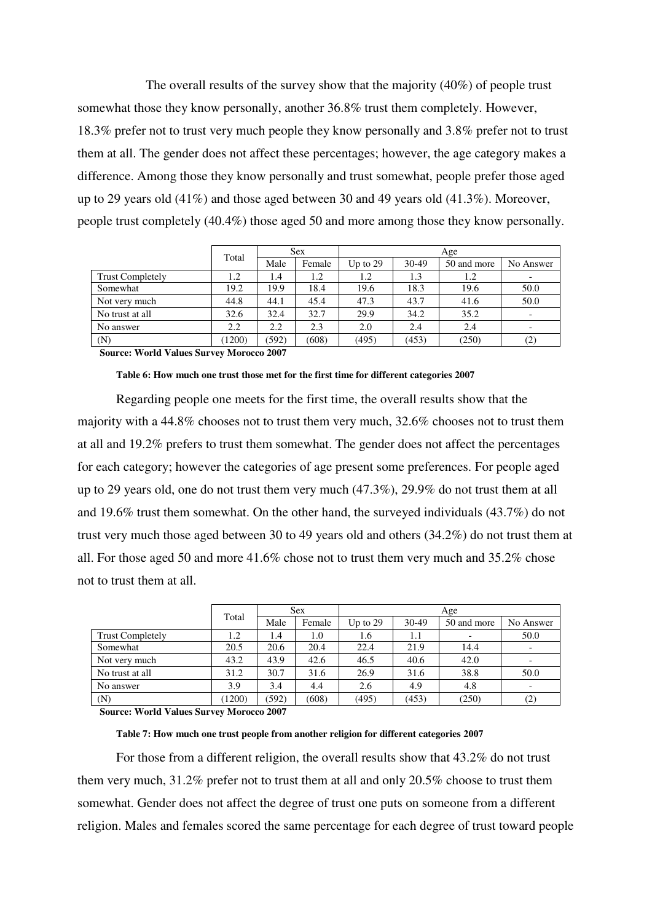The overall results of the survey show that the majority (40%) of people trust somewhat those they know personally, another 36.8% trust them completely. However, 18.3% prefer not to trust very much people they know personally and 3.8% prefer not to trust them at all. The gender does not affect these percentages; however, the age category makes a difference. Among those they know personally and trust somewhat, people prefer those aged up to 29 years old (41%) and those aged between 30 and 49 years old (41.3%). Moreover, people trust completely (40.4%) those aged 50 and more among those they know personally.

| | Total | Sex | | Age | | | |
|---|---|---|---|---|---|---|---|
| | | Male | Female | Up to 29 | 30-49 | 50 and more | No Answer |
| Trust Completely | 1.2 | 1.4 | 1.2 | 1.2 | 1.3 | 1.2 | - |
| Somewhat | 19.2 | 19.9 | 18.4 | 19.6 | 18.3 | 19.6 | 50.0 |
| Not very much | 44.8 | 44.1 | 45.4 | 47.3 | 43.7 | 41.6 | 50.0 |
| No trust at all | 32.6 | 32.4 | 32.7 | 29.9 | 34.2 | 35.2 | - |
| No answer | 2.2 | 2.2 | 2.3 | 2.0 | 2.4 | 2.4 | - |
| (N) | (1200) | (592) | (608) | (495) | (453) | (250) | (2) |

**Source: World Values Survey Morocco 2007**

**Table 6: How much one trust those met for the first time for different categories 2007**

Regarding people one meets for the first time, the overall results show that the majority with a 44.8% chooses not to trust them very much, 32.6% chooses not to trust them at all and 19.2% prefers to trust them somewhat. The gender does not affect the percentages for each category; however the categories of age present some preferences. For people aged up to 29 years old, one do not trust them very much (47.3%), 29.9% do not trust them at all and 19.6% trust them somewhat. On the other hand, the surveyed individuals (43.7%) do not trust very much those aged between 30 to 49 years old and others (34.2%) do not trust them at all. For those aged 50 and more 41.6% chose not to trust them very much and 35.2% chose not to trust them at all.

| | Total | Sex | | Age | | | |
|---|---|---|---|---|---|---|---|
| | | Male | Female | Up to 29 | 30-49 | 50 and more | No Answer |
| Trust Completely | 1.2 | 1.4 | 1.0 | 1.6 | 1.1 | - | 50.0 |
| Somewhat | 20.5 | 20.6 | 20.4 | 22.4 | 21.9 | 14.4 | - |
| Not very much | 43.2 | 43.9 | 42.6 | 46.5 | 40.6 | 42.0 | - |
| No trust at all | 31.2 | 30.7 | 31.6 | 26.9 | 31.6 | 38.8 | 50.0 |
| No answer | 3.9 | 3.4 | 4.4 | 2.6 | 4.9 | 4.8 | - |
| (N) | (1200) | (592) | (608) | (495) | (453) | (250) | (2) |

**Source: World Values Survey Morocco 2007**

**Table 7: How much one trust people from another religion for different categories 2007**

For those from a different religion, the overall results show that 43.2% do not trust them very much, 31.2% prefer not to trust them at all and only 20.5% choose to trust them somewhat. Gender does not affect the degree of trust one puts on someone from a different religion. Males and females scored the same percentage for each degree of trust toward people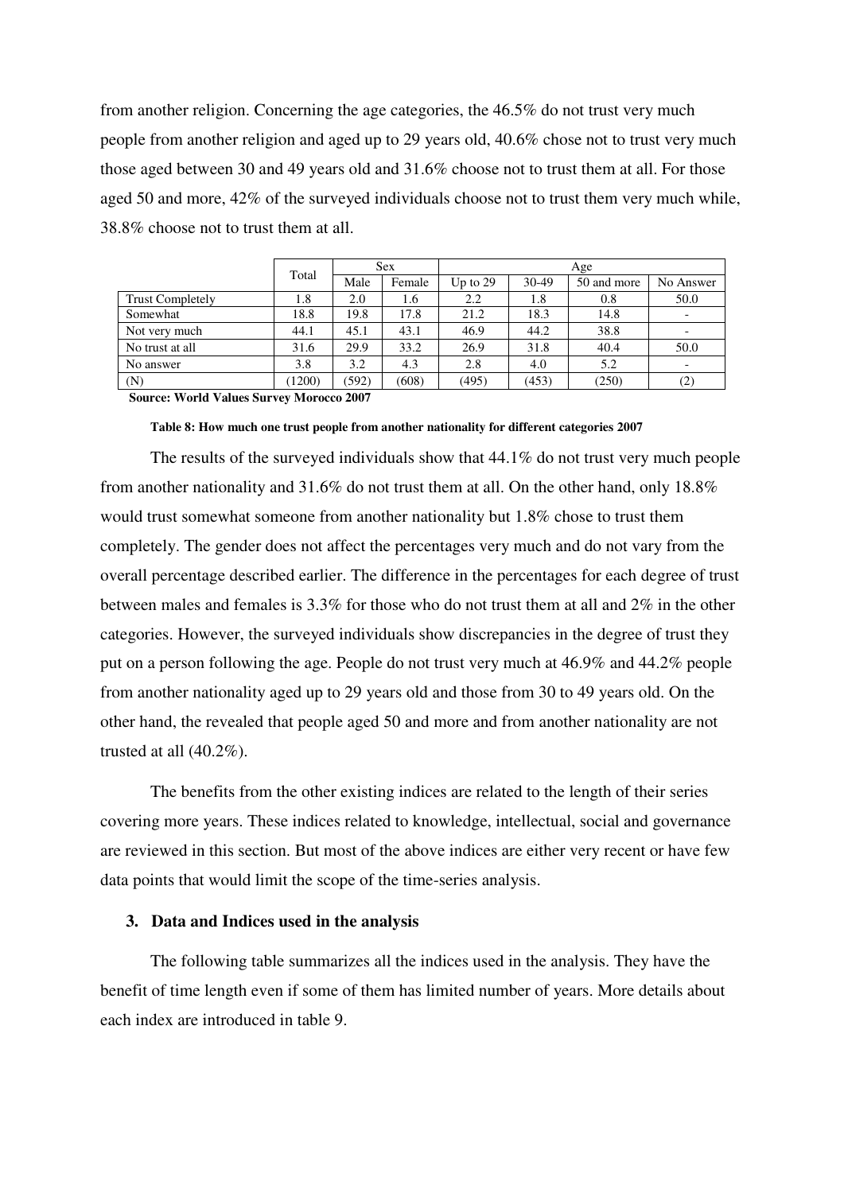from another religion. Concerning the age categories, the 46.5% do not trust very much people from another religion and aged up to 29 years old, 40.6% chose not to trust very much those aged between 30 and 49 years old and 31.6% choose not to trust them at all. For those aged 50 and more, 42% of the surveyed individuals choose not to trust them very much while, 38.8% choose not to trust them at all.

| | Total | Sex | | Age | | | |
|---|---|---|---|---|---|---|---|
| | | Male | Female | Up to 29 | 30-49 | 50 and more | No Answer |
| Trust Completely | 1.8 | 2.0 | 1.6 | 2.2 | 1.8 | 0.8 | 50.0 |
| Somewhat | 18.8 | 19.8 | 17.8 | 21.2 | 18.3 | 14.8 | - |
| Not very much | 44.1 | 45.1 | 43.1 | 46.9 | 44.2 | 38.8 | - |
| No trust at all | 31.6 | 29.9 | 33.2 | 26.9 | 31.8 | 40.4 | 50.0 |
| No answer | 3.8 | 3.2 | 4.3 | 2.8 | 4.0 | 5.2 | - |
| (N) | (1200) | (592) | (608) | (495) | (453) | (250) | (2) |

**Source: World Values Survey Morocco 2007**

**Table 8: How much one trust people from another nationality for different categories 2007**

The results of the surveyed individuals show that 44.1% do not trust very much people from another nationality and 31.6% do not trust them at all. On the other hand, only 18.8% would trust somewhat someone from another nationality but 1.8% chose to trust them completely. The gender does not affect the percentages very much and do not vary from the overall percentage described earlier. The difference in the percentages for each degree of trust between males and females is 3.3% for those who do not trust them at all and 2% in the other categories. However, the surveyed individuals show discrepancies in the degree of trust they put on a person following the age. People do not trust very much at 46.9% and 44.2% people from another nationality aged up to 29 years old and those from 30 to 49 years old. On the other hand, the revealed that people aged 50 and more and from another nationality are not trusted at all (40.2%).

The benefits from the other existing indices are related to the length of their series covering more years. These indices related to knowledge, intellectual, social and governance are reviewed in this section. But most of the above indices are either very recent or have few data points that would limit the scope of the time-series analysis.

## 3. Data and Indices used in the analysis

The following table summarizes all the indices used in the analysis. They have the benefit of time length even if some of them has limited number of years. More details about each index are introduced in table 9.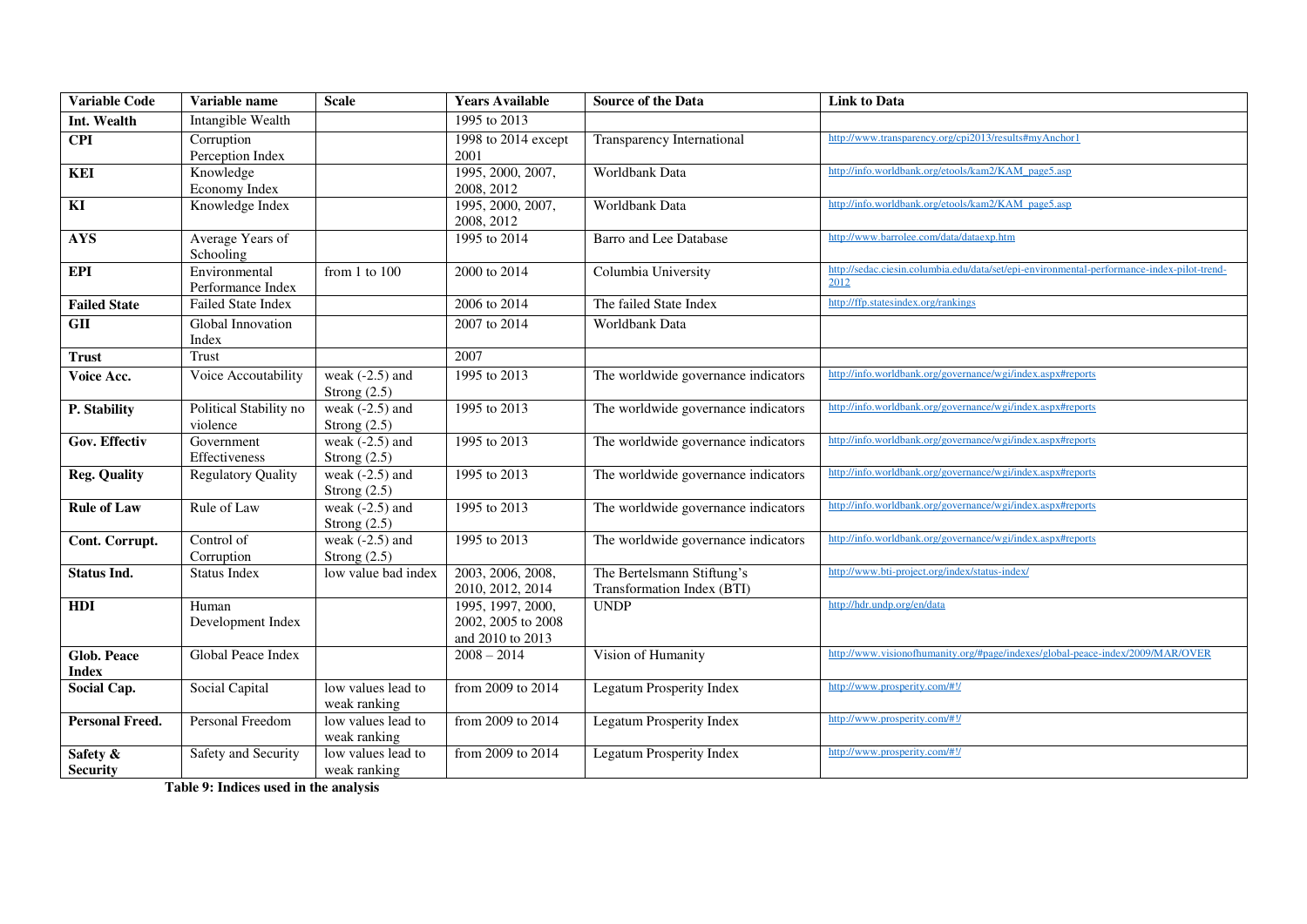| Variable Code | Variable name | Scale | Years Available | Source of the Data | Link to Data |
|---|---|---|---|---|---|
| **Int. Wealth** | Intangible Wealth | | 1995 to 2013 | | |
| **CPI** | Corruption Perception Index | | 1998 to 2014 except 2001 | Transparency International | http://www.transparency.org/cpi2013/results#myAnchor1 |
| **KEI** | Knowledge Economy Index | | 1995, 2000, 2007, 2008, 2012 | Worldbank Data | http://info.worldbank.org/etools/kam2/KAM_page5.asp |
| **KI** | Knowledge Index | | 1995, 2000, 2007, 2008, 2012 | Worldbank Data | http://info.worldbank.org/etools/kam2/KAM_page5.asp |
| **AYS** | Average Years of Schooling | | 1995 to 2014 | Barro and Lee Database | http://www.barrolee.com/data/dataexp.htm |
| **EPI** | Environmental Performance Index | from 1 to 100 | 2000 to 2014 | Columbia University | http://sedac.ciesin.columbia.edu/data/set/epi-environmental-performance-index-pilot-trend-2012 |
| **Failed State** | Failed State Index | | 2006 to 2014 | The failed State Index | http://ffp.statesindex.org/rankings |
| **GII** | Global Innovation Index | | 2007 to 2014 | Worldbank Data | |
| **Trust** | Trust | | 2007 | | |
| **Voice Acc.** | Voice Accoutability | weak (-2.5) and Strong (2.5) | 1995 to 2013 | The worldwide governance indicators | http://info.worldbank.org/governance/wgi/index.aspx#reports |
| **P. Stability** | Political Stability no violence | weak (-2.5) and Strong (2.5) | 1995 to 2013 | The worldwide governance indicators | http://info.worldbank.org/governance/wgi/index.aspx#reports |
| **Gov. Effectiv** | Government Effectiveness | weak (-2.5) and Strong (2.5) | 1995 to 2013 | The worldwide governance indicators | http://info.worldbank.org/governance/wgi/index.aspx#reports |
| **Reg. Quality** | Regulatory Quality | weak (-2.5) and Strong (2.5) | 1995 to 2013 | The worldwide governance indicators | http://info.worldbank.org/governance/wgi/index.aspx#reports |
| **Rule of Law** | Rule of Law | weak (-2.5) and Strong (2.5) | 1995 to 2013 | The worldwide governance indicators | http://info.worldbank.org/governance/wgi/index.aspx#reports |
| **Cont. Corrupt.** | Control of Corruption | weak (-2.5) and Strong (2.5) | 1995 to 2013 | The worldwide governance indicators | http://info.worldbank.org/governance/wgi/index.aspx#reports |
| **Status Ind.** | Status Index | low value bad index | 2003, 2006, 2008, 2010, 2012, 2014 | The Bertelsmann Stiftung's Transformation Index (BTI) | http://www.bti-project.org/index/status-index/ |
| **HDI** | Human Development Index | | 1995, 1997, 2000, 2002, 2005 to 2008 and 2010 to 2013 | UNDP | http://hdr.undp.org/en/data |
| **Glob. Peace Index** | Global Peace Index | | 2008 – 2014 | Vision of Humanity | http://www.visionofhumanity.org/#page/indexes/global-peace-index/2009/MAR/OVER |
| **Social Cap.** | Social Capital | low values lead to weak ranking | from 2009 to 2014 | Legatum Prosperity Index | http://www.prosperity.com/#!/ |
| **Personal Freed.** | Personal Freedom | low values lead to weak ranking | from 2009 to 2014 | Legatum Prosperity Index | http://www.prosperity.com/#!/ |
| **Safety & Security** | Safety and Security | low values lead to weak ranking | from 2009 to 2014 | Legatum Prosperity Index | http://www.prosperity.com/#!/ |

**Table 9: Indices used in the analysis**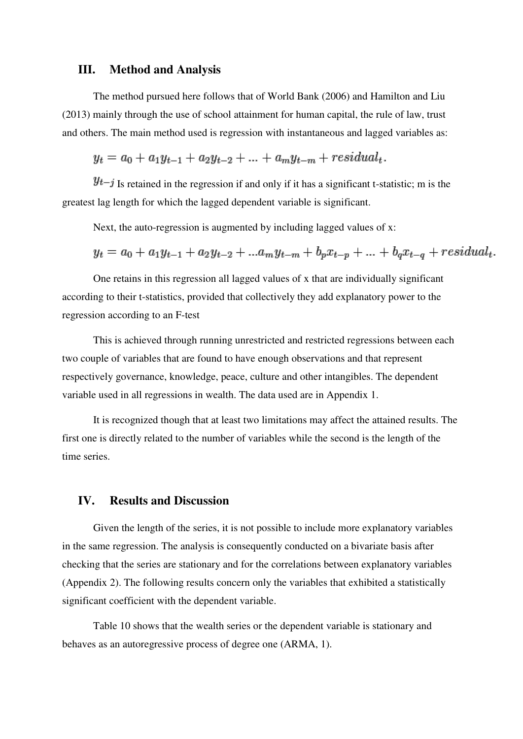## III. Method and Analysis

The method pursued here follows that of World Bank (2006) and Hamilton and Liu (2013) mainly through the use of school attainment for human capital, the rule of law, trust and others. The main method used is regression with instantaneous and lagged variables as:

$$y_t = a_0 + a_1 y_{t-1} + a_2 y_{t-2} + ... + a_m y_{t-m} + residual_t.$$

$y_{t-j}$ Is retained in the regression if and only if it has a significant t-statistic; m is the greatest lag length for which the lagged dependent variable is significant.

Next, the auto-regression is augmented by including lagged values of x:

$$y_t = a_0 + a_1 y_{t-1} + a_2 y_{t-2} + ... a_m y_{t-m} + b_p x_{t-p} + ... + b_q x_{t-q} + residual_t.$$

One retains in this regression all lagged values of x that are individually significant according to their t-statistics, provided that collectively they add explanatory power to the regression according to an F-test

This is achieved through running unrestricted and restricted regressions between each two couple of variables that are found to have enough observations and that represent respectively governance, knowledge, peace, culture and other intangibles. The dependent variable used in all regressions in wealth. The data used are in Appendix 1.

It is recognized though that at least two limitations may affect the attained results. The first one is directly related to the number of variables while the second is the length of the time series.

## IV. Results and Discussion

Given the length of the series, it is not possible to include more explanatory variables in the same regression. The analysis is consequently conducted on a bivariate basis after checking that the series are stationary and for the correlations between explanatory variables (Appendix 2). The following results concern only the variables that exhibited a statistically significant coefficient with the dependent variable.

Table 10 shows that the wealth series or the dependent variable is stationary and behaves as an autoregressive process of degree one (ARMA, 1).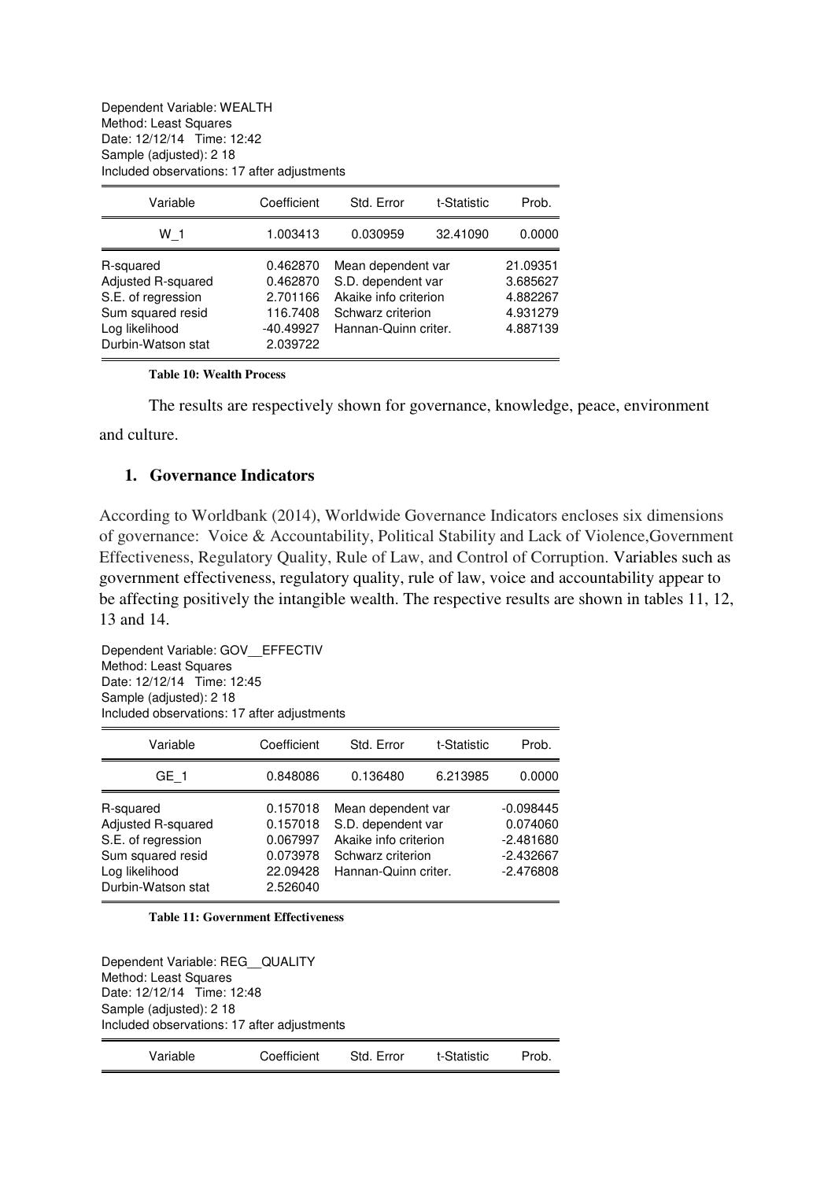Dependent Variable: WEALTH
Method: Least Squares
Date: 12/12/14 Time: 12:42
Sample (adjusted): 2 18
Included observations: 17 after adjustments

| Variable | Coefficient | Std. Error | t-Statistic | Prob. |
|---|---|---|---|---|
| W_1 | 1.003413 | 0.030959 | 32.41090 | 0.0000 |
| R-squared | 0.462870 | Mean dependent var | | 21.09351 |
| Adjusted R-squared | 0.462870 | S.D. dependent var | | 3.685627 |
| S.E. of regression | 2.701166 | Akaike info criterion | | 4.882267 |
| Sum squared resid | 116.7408 | Schwarz criterion | | 4.931279 |
| Log likelihood | -40.49927 | Hannan-Quinn criter. | | 4.887139 |
| Durbin-Watson stat | 2.039722 | | | |

**Table 10: Wealth Process**

The results are respectively shown for governance, knowledge, peace, environment and culture.

## 1. Governance Indicators

According to Worldbank (2014), Worldwide Governance Indicators encloses six dimensions of governance: Voice & Accountability, Political Stability and Lack of Violence,Government Effectiveness, Regulatory Quality, Rule of Law, and Control of Corruption. Variables such as government effectiveness, regulatory quality, rule of law, voice and accountability appear to be affecting positively the intangible wealth. The respective results are shown in tables 11, 12, 13 and 14.

Dependent Variable: GOV__EFFECTIV
Method: Least Squares
Date: 12/12/14 Time: 12:45
Sample (adjusted): 2 18
Included observations: 17 after adjustments

| Variable | Coefficient | Std. Error | t-Statistic | Prob. |
|---|---|---|---|---|
| GE_1 | 0.848086 | 0.136480 | 6.213985 | 0.0000 |
| R-squared | 0.157018 | Mean dependent var | | -0.098445 |
| Adjusted R-squared | 0.157018 | S.D. dependent var | | 0.074060 |
| S.E. of regression | 0.067997 | Akaike info criterion | | -2.481680 |
| Sum squared resid | 0.073978 | Schwarz criterion | | -2.432667 |
| Log likelihood | 22.09428 | Hannan-Quinn criter. | | -2.476808 |
| Durbin-Watson stat | 2.526040 | | | |

**Table 11: Government Effectiveness**

Dependent Variable: REG__QUALITY
Method: Least Squares
Date: 12/12/14 Time: 12:48
Sample (adjusted): 2 18
Included observations: 17 after adjustments

| Variable | Coefficient | Std. Error | t-Statistic | Prob. |
|---|---|---|---|---|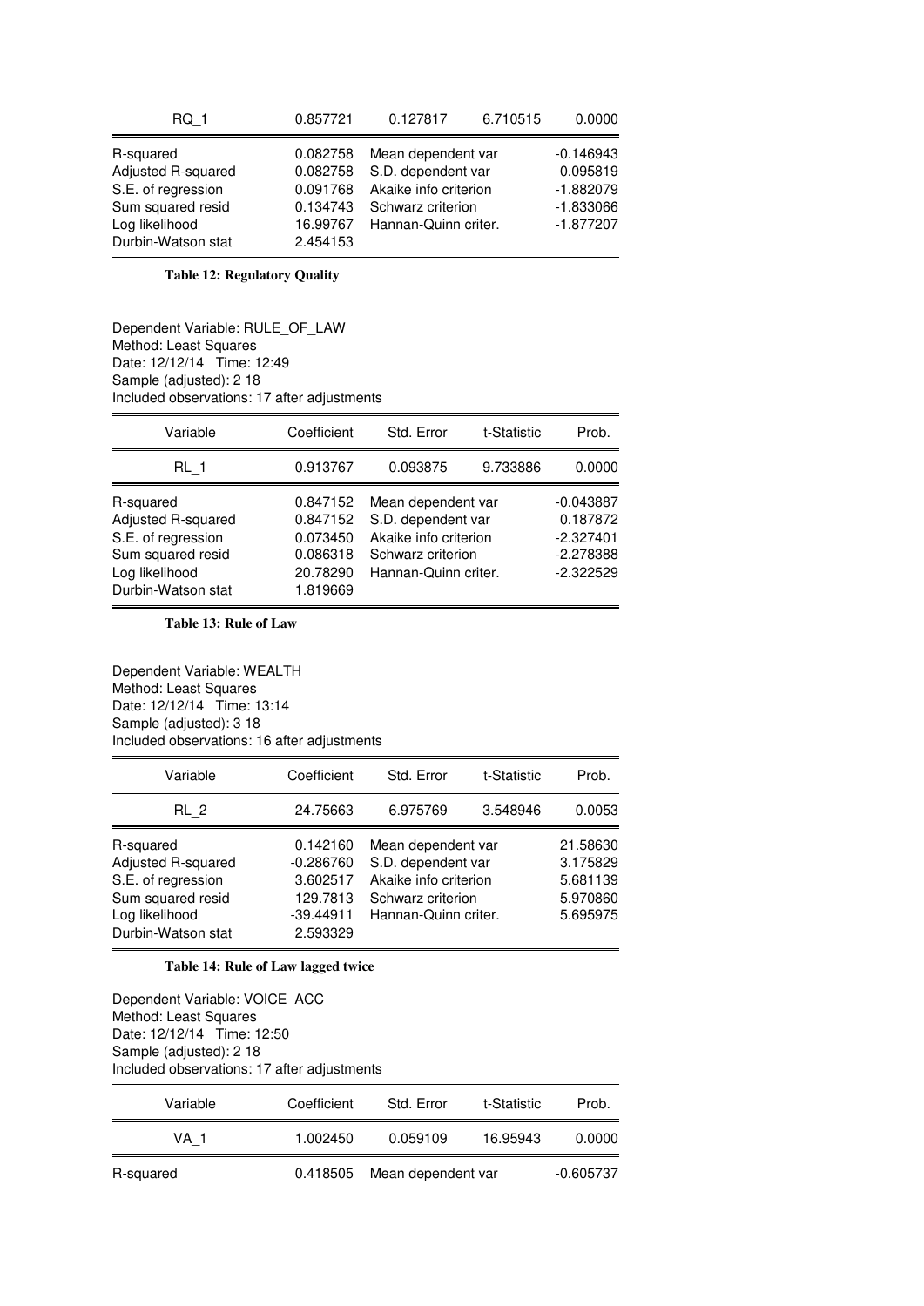| RQ_1 | 0.857721 | 0.127817 | 6.710515 | 0.0000 |
|---|---|---|---|---|
| R-squared | 0.082758 | Mean dependent var | | -0.146943 |
| Adjusted R-squared | 0.082758 | S.D. dependent var | | 0.095819 |
| S.E. of regression | 0.091768 | Akaike info criterion | | -1.882079 |
| Sum squared resid | 0.134743 | Schwarz criterion | | -1.833066 |
| Log likelihood | 16.99767 | Hannan-Quinn criter. | | -1.877207 |
| Durbin-Watson stat | 2.454153 | | | |

**Table 12: Regulatory Quality**

Dependent Variable: RULE_OF_LAW
Method: Least Squares
Date: 12/12/14 Time: 12:49
Sample (adjusted): 2 18
Included observations: 17 after adjustments

| Variable | Coefficient | Std. Error | t-Statistic | Prob. |
|---|---|---|---|---|
| RL_1 | 0.913767 | 0.093875 | 9.733886 | 0.0000 |
| R-squared | 0.847152 | Mean dependent var | | -0.043887 |
| Adjusted R-squared | 0.847152 | S.D. dependent var | | 0.187872 |
| S.E. of regression | 0.073450 | Akaike info criterion | | -2.327401 |
| Sum squared resid | 0.086318 | Schwarz criterion | | -2.278388 |
| Log likelihood | 20.78290 | Hannan-Quinn criter. | | -2.322529 |
| Durbin-Watson stat | 1.819669 | | | |

**Table 13: Rule of Law**

Dependent Variable: WEALTH
Method: Least Squares
Date: 12/12/14 Time: 13:14
Sample (adjusted): 3 18
Included observations: 16 after adjustments

| Variable | Coefficient | Std. Error | t-Statistic | Prob. |
|---|---|---|---|---|
| RL_2 | 24.75663 | 6.975769 | 3.548946 | 0.0053 |
| R-squared | 0.142160 | Mean dependent var | | 21.58630 |
| Adjusted R-squared | -0.286760 | S.D. dependent var | | 3.175829 |
| S.E. of regression | 3.602517 | Akaike info criterion | | 5.681139 |
| Sum squared resid | 129.7813 | Schwarz criterion | | 5.970860 |
| Log likelihood | -39.44911 | Hannan-Quinn criter. | | 5.695975 |
| Durbin-Watson stat | 2.593329 | | | |

**Table 14: Rule of Law lagged twice**

Dependent Variable: VOICE_ACC_
Method: Least Squares
Date: 12/12/14 Time: 12:50
Sample (adjusted): 2 18
Included observations: 17 after adjustments

| Variable | Coefficient | Std. Error | t-Statistic | Prob. |
|---|---|---|---|---|
| VA_1 | 1.002450 | 0.059109 | 16.95943 | 0.0000 |
| R-squared | 0.418505 | Mean dependent var | | -0.605737 |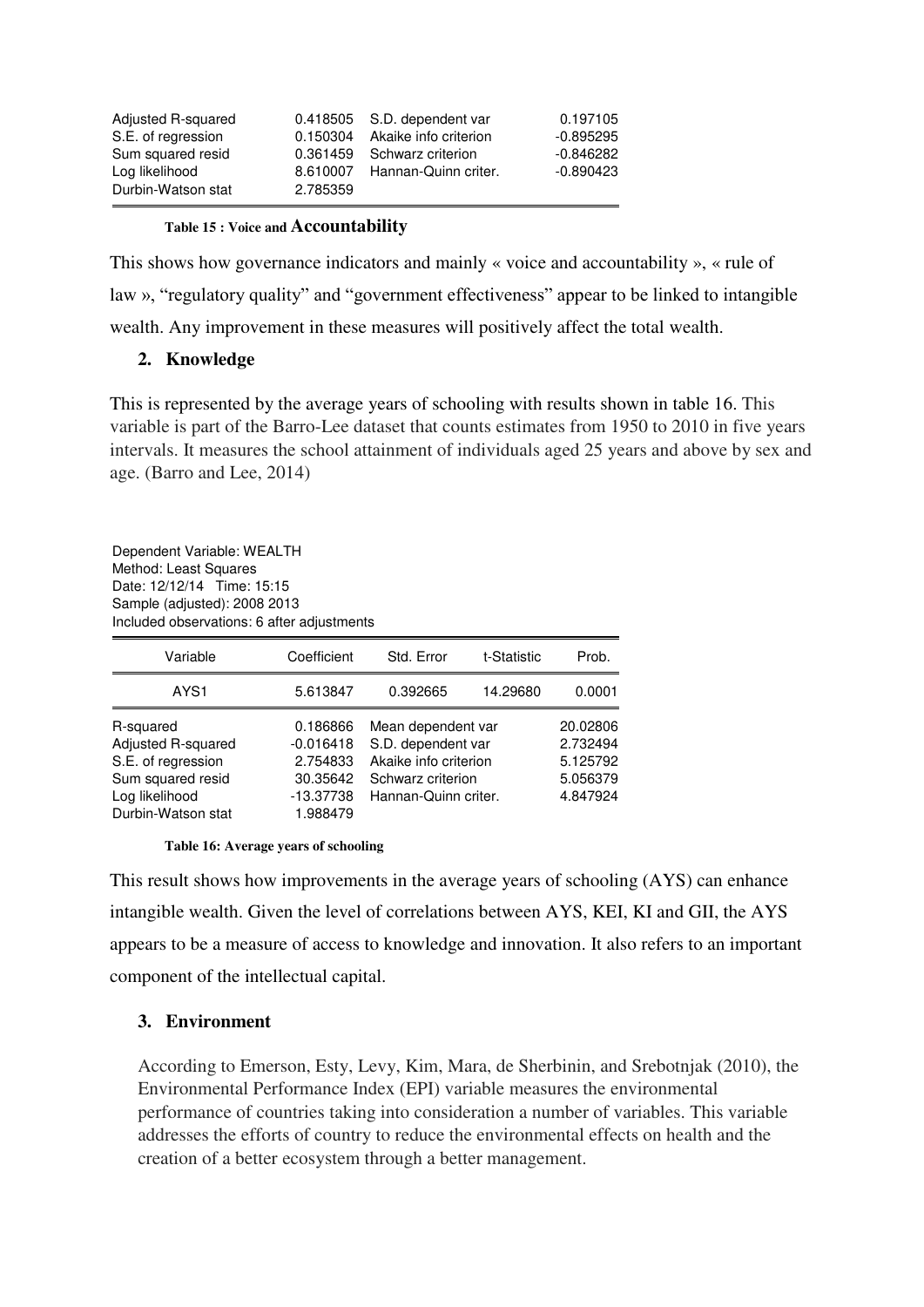| | | | |
|---|---|---|---|
| Adjusted R-squared | 0.418505 | S.D. dependent var | 0.197105 |
| S.E. of regression | 0.150304 | Akaike info criterion | -0.895295 |
| Sum squared resid | 0.361459 | Schwarz criterion | -0.846282 |
| Log likelihood | 8.610007 | Hannan-Quinn criter. | -0.890423 |
| Durbin-Watson stat | 2.785359 | | |

**Table 15 : Voice and Accountability**

This shows how governance indicators and mainly « voice and accountability », « rule of law », "regulatory quality" and "government effectiveness" appear to be linked to intangible wealth. Any improvement in these measures will positively affect the total wealth.

## 2. Knowledge

This is represented by the average years of schooling with results shown in table 16. This variable is part of the Barro-Lee dataset that counts estimates from 1950 to 2010 in five years intervals. It measures the school attainment of individuals aged 25 years and above by sex and age. (Barro and Lee, 2014)

Dependent Variable: WEALTH
Method: Least Squares
Date: 12/12/14 Time: 15:15
Sample (adjusted): 2008 2013
Included observations: 6 after adjustments

| Variable | Coefficient | Std. Error | t-Statistic | Prob. |
|---|---|---|---|---|
| AYS1 | 5.613847 | 0.392665 | 14.29680 | 0.0001 |

| | | | |
|---|---|---|---|
| R-squared | 0.186866 | Mean dependent var | 20.02806 |
| Adjusted R-squared | -0.016418 | S.D. dependent var | 2.732494 |
| S.E. of regression | 2.754833 | Akaike info criterion | 5.125792 |
| Sum squared resid | 30.35642 | Schwarz criterion | 5.056379 |
| Log likelihood | -13.37738 | Hannan-Quinn criter. | 4.847924 |
| Durbin-Watson stat | 1.988479 | | |

**Table 16: Average years of schooling**

This result shows how improvements in the average years of schooling (AYS) can enhance intangible wealth. Given the level of correlations between AYS, KEI, KI and GII, the AYS appears to be a measure of access to knowledge and innovation. It also refers to an important component of the intellectual capital.

## 3. Environment

According to Emerson, Esty, Levy, Kim, Mara, de Sherbinin, and Srebotnjak (2010), the Environmental Performance Index (EPI) variable measures the environmental performance of countries taking into consideration a number of variables. This variable addresses the efforts of country to reduce the environmental effects on health and the creation of a better ecosystem through a better management.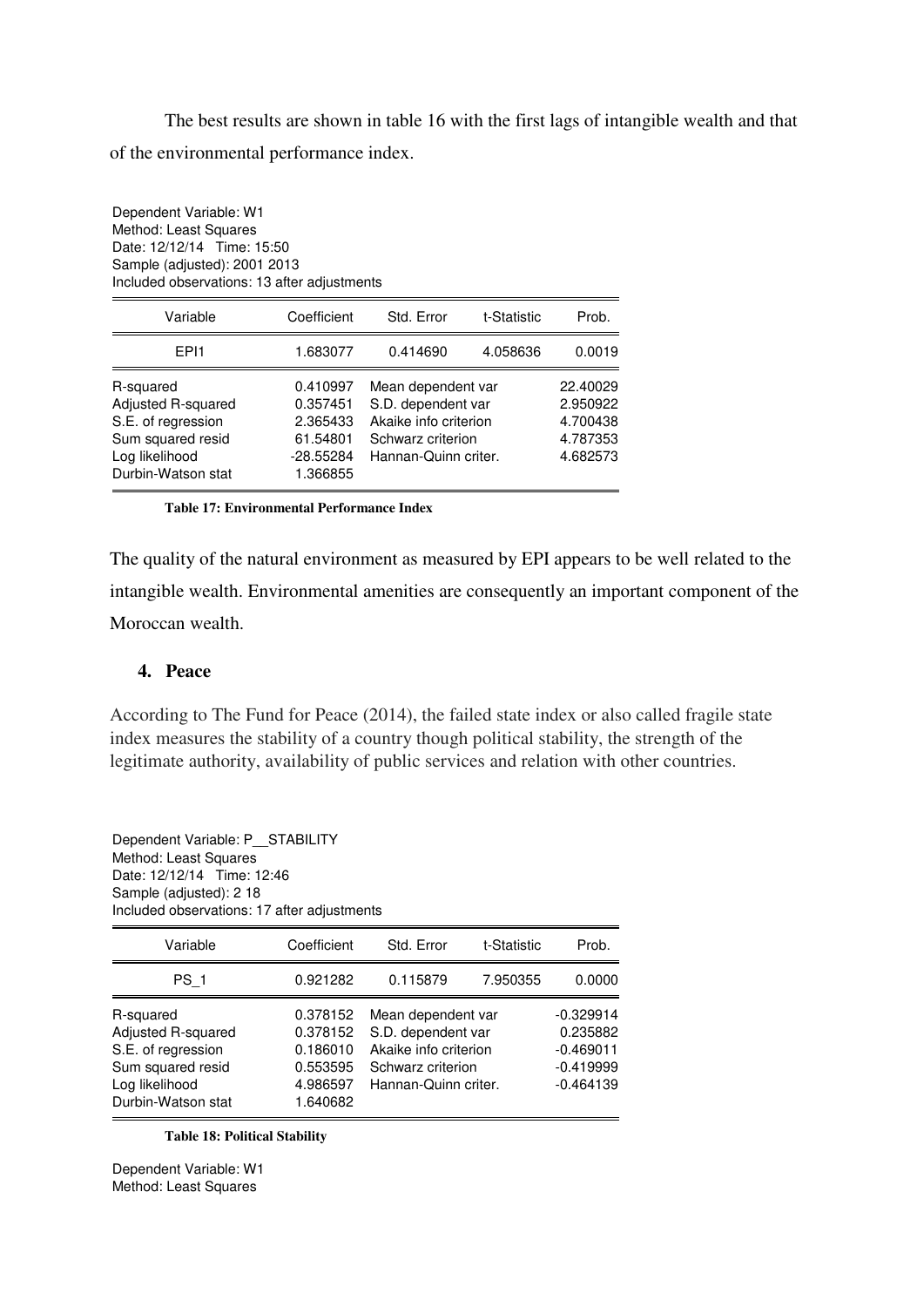The best results are shown in table 16 with the first lags of intangible wealth and that of the environmental performance index.

Dependent Variable: W1
Method: Least Squares
Date: 12/12/14 Time: 15:50
Sample (adjusted): 2001 2013
Included observations: 13 after adjustments

| Variable | Coefficient | Std. Error | t-Statistic | Prob. |
|---|---|---|---|---|
| EPI1 | 1.683077 | 0.414690 | 4.058636 | 0.0019 |
| R-squared | 0.410997 | Mean dependent var | | 22.40029 |
| Adjusted R-squared | 0.357451 | S.D. dependent var | | 2.950922 |
| S.E. of regression | 2.365433 | Akaike info criterion | | 4.700438 |
| Sum squared resid | 61.54801 | Schwarz criterion | | 4.787353 |
| Log likelihood | -28.55284 | Hannan-Quinn criter. | | 4.682573 |
| Durbin-Watson stat | 1.366855 | | | |

**Table 17: Environmental Performance Index**

The quality of the natural environment as measured by EPI appears to be well related to the intangible wealth. Environmental amenities are consequently an important component of the Moroccan wealth.

### 4. Peace

According to The Fund for Peace (2014), the failed state index or also called fragile state index measures the stability of a country though political stability, the strength of the legitimate authority, availability of public services and relation with other countries.

Dependent Variable: P__STABILITY
Method: Least Squares
Date: 12/12/14 Time: 12:46
Sample (adjusted): 2 18
Included observations: 17 after adjustments

| Variable | Coefficient | Std. Error | t-Statistic | Prob. |
|---|---|---|---|---|
| PS_1 | 0.921282 | 0.115879 | 7.950355 | 0.0000 |
| R-squared | 0.378152 | Mean dependent var | | -0.329914 |
| Adjusted R-squared | 0.378152 | S.D. dependent var | | 0.235882 |
| S.E. of regression | 0.186010 | Akaike info criterion | | -0.469011 |
| Sum squared resid | 0.553595 | Schwarz criterion | | -0.419999 |
| Log likelihood | 4.986597 | Hannan-Quinn criter. | | -0.464139 |
| Durbin-Watson stat | 1.640682 | | | |

**Table 18: Political Stability**

Dependent Variable: W1
Method: Least Squares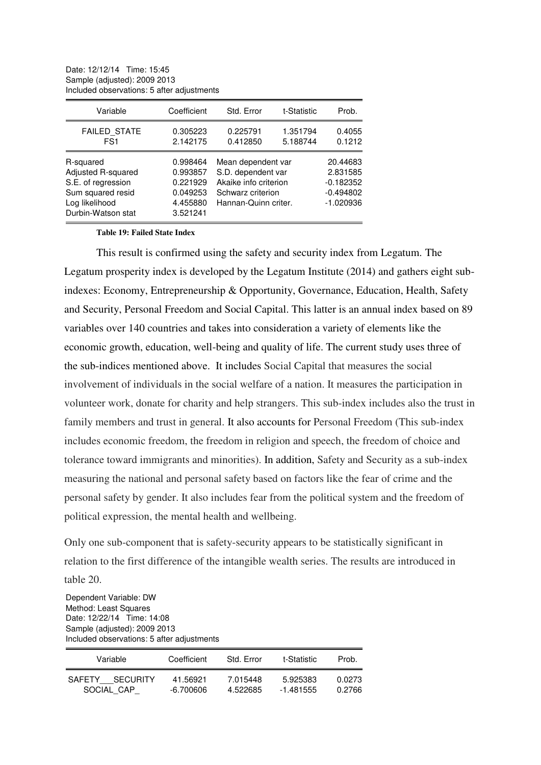Date: 12/12/14 Time: 15:45
Sample (adjusted): 2009 2013
Included observations: 5 after adjustments

| Variable | Coefficient | Std. Error | t-Statistic | Prob. |
|---|---|---|---|---|
| FAILED_STATE | 0.305223 | 0.225791 | 1.351794 | 0.4055 |
| FS1 | 2.142175 | 0.412850 | 5.188744 | 0.1212 |
| R-squared | 0.998464 | Mean dependent var | | 20.44683 |
| Adjusted R-squared | 0.993857 | S.D. dependent var | | 2.831585 |
| S.E. of regression | 0.221929 | Akaike info criterion | | -0.182352 |
| Sum squared resid | 0.049253 | Schwarz criterion | | -0.494802 |
| Log likelihood | 4.455880 | Hannan-Quinn criter. | | -1.020936 |
| Durbin-Watson stat | 3.521241 | | | |

**Table 19: Failed State Index**

This result is confirmed using the safety and security index from Legatum. The Legatum prosperity index is developed by the Legatum Institute (2014) and gathers eight sub-indexes: Economy, Entrepreneurship & Opportunity, Governance, Education, Health, Safety and Security, Personal Freedom and Social Capital. This latter is an annual index based on 89 variables over 140 countries and takes into consideration a variety of elements like the economic growth, education, well-being and quality of life. The current study uses three of the sub-indices mentioned above. It includes Social Capital that measures the social involvement of individuals in the social welfare of a nation. It measures the participation in volunteer work, donate for charity and help strangers. This sub-index includes also the trust in family members and trust in general. It also accounts for Personal Freedom (This sub-index includes economic freedom, the freedom in religion and speech, the freedom of choice and tolerance toward immigrants and minorities). In addition, Safety and Security as a sub-index measuring the national and personal safety based on factors like the fear of crime and the personal safety by gender. It also includes fear from the political system and the freedom of political expression, the mental health and wellbeing.

Only one sub-component that is safety-security appears to be statistically significant in relation to the first difference of the intangible wealth series. The results are introduced in table 20.

Dependent Variable: DW
Method: Least Squares
Date: 12/22/14 Time: 14:08
Sample (adjusted): 2009 2013
Included observations: 5 after adjustments

| Variable | Coefficient | Std. Error | t-Statistic | Prob. |
|---|---|---|---|---|
| SAFETY___SECURITY | 41.56921 | 7.015448 | 5.925383 | 0.0273 |
| SOCIAL_CAP_ | -6.700606 | 4.522685 | -1.481555 | 0.2766 |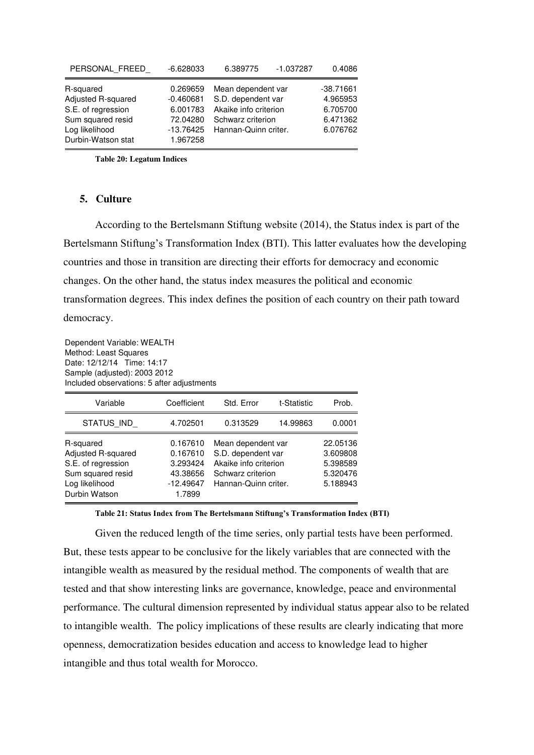| PERSONAL_FREED_ | -6.628033 | 6.389775 | -1.037287 | 0.4086 |
|---|---|---|---|---|
| R-squared | 0.269659 | Mean dependent var | | -38.71661 |
| Adjusted R-squared | -0.460681 | S.D. dependent var | | 4.965953 |
| S.E. of regression | 6.001783 | Akaike info criterion | | 6.705700 |
| Sum squared resid | 72.04280 | Schwarz criterion | | 6.471362 |
| Log likelihood | -13.76425 | Hannan-Quinn criter. | | 6.076762 |
| Durbin-Watson stat | 1.967258 | | | |

**Table 20: Legatum Indices**

## 5. Culture

According to the Bertelsmann Stiftung website (2014), the Status index is part of the Bertelsmann Stiftung's Transformation Index (BTI). This latter evaluates how the developing countries and those in transition are directing their efforts for democracy and economic changes. On the other hand, the status index measures the political and economic transformation degrees. This index defines the position of each country on their path toward democracy.

Dependent Variable: WEALTH
Method: Least Squares
Date: 12/12/14 Time: 14:17
Sample (adjusted): 2003 2012
Included observations: 5 after adjustments

| Variable | Coefficient | Std. Error | t-Statistic | Prob. |
|---|---|---|---|---|
| STATUS_IND_ | 4.702501 | 0.313529 | 14.99863 | 0.0001 |
| R-squared | 0.167610 | Mean dependent var | | 22.05136 |
| Adjusted R-squared | 0.167610 | S.D. dependent var | | 3.609808 |
| S.E. of regression | 3.293424 | Akaike info criterion | | 5.398589 |
| Sum squared resid | 43.38656 | Schwarz criterion | | 5.320476 |
| Log likelihood | -12.49647 | Hannan-Quinn criter. | | 5.188943 |
| Durbin Watson | 1.7899 | | | |

**Table 21: Status Index from The Bertelsmann Stiftung's Transformation Index (BTI)**

Given the reduced length of the time series, only partial tests have been performed. But, these tests appear to be conclusive for the likely variables that are connected with the intangible wealth as measured by the residual method. The components of wealth that are tested and that show interesting links are governance, knowledge, peace and environmental performance. The cultural dimension represented by individual status appear also to be related to intangible wealth. The policy implications of these results are clearly indicating that more openness, democratization besides education and access to knowledge lead to higher intangible and thus total wealth for Morocco.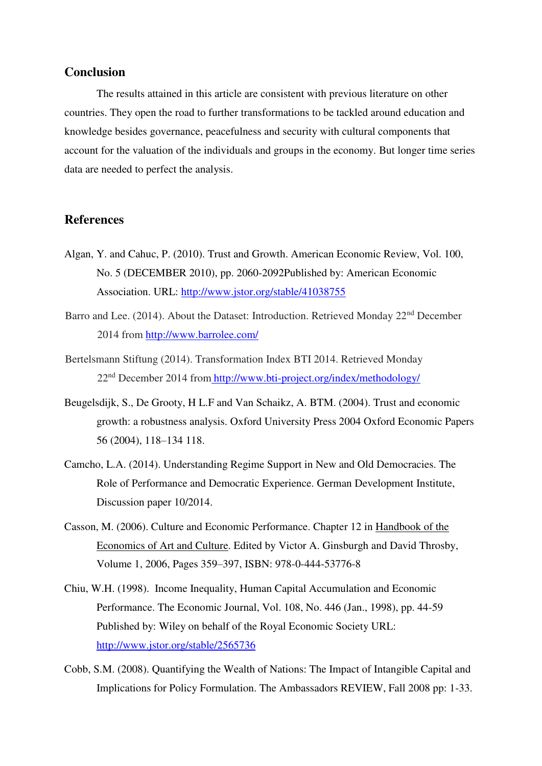## Conclusion

The results attained in this article are consistent with previous literature on other countries. They open the road to further transformations to be tackled around education and knowledge besides governance, peacefulness and security with cultural components that account for the valuation of the individuals and groups in the economy. But longer time series data are needed to perfect the analysis.

## References

Algan, Y. and Cahuc, P. (2010). Trust and Growth. American Economic Review, Vol. 100, No. 5 (DECEMBER 2010), pp. 2060-2092Published by: American Economic Association. URL: http://www.jstor.org/stable/41038755

Barro and Lee. (2014). About the Dataset: Introduction. Retrieved Monday 22nd December 2014 from http://www.barrolee.com/

Bertelsmann Stiftung (2014). Transformation Index BTI 2014. Retrieved Monday 22nd December 2014 from http://www.bti-project.org/index/methodology/

Beugelsdijk, S., De Grooty, H L.F and Van Schaikz, A. BTM. (2004). Trust and economic growth: a robustness analysis. Oxford University Press 2004 Oxford Economic Papers 56 (2004), 118–134 118.

Camcho, L.A. (2014). Understanding Regime Support in New and Old Democracies. The Role of Performance and Democratic Experience. German Development Institute, Discussion paper 10/2014.

Casson, M. (2006). Culture and Economic Performance. Chapter 12 in Handbook of the Economics of Art and Culture. Edited by Victor A. Ginsburgh and David Throsby, Volume 1, 2006, Pages 359–397, ISBN: 978-0-444-53776-8

Chiu, W.H. (1998). Income Inequality, Human Capital Accumulation and Economic Performance. The Economic Journal, Vol. 108, No. 446 (Jan., 1998), pp. 44-59 Published by: Wiley on behalf of the Royal Economic Society URL: http://www.jstor.org/stable/2565736

Cobb, S.M. (2008). Quantifying the Wealth of Nations: The Impact of Intangible Capital and Implications for Policy Formulation. The Ambassadors REVIEW, Fall 2008 pp: 1-33.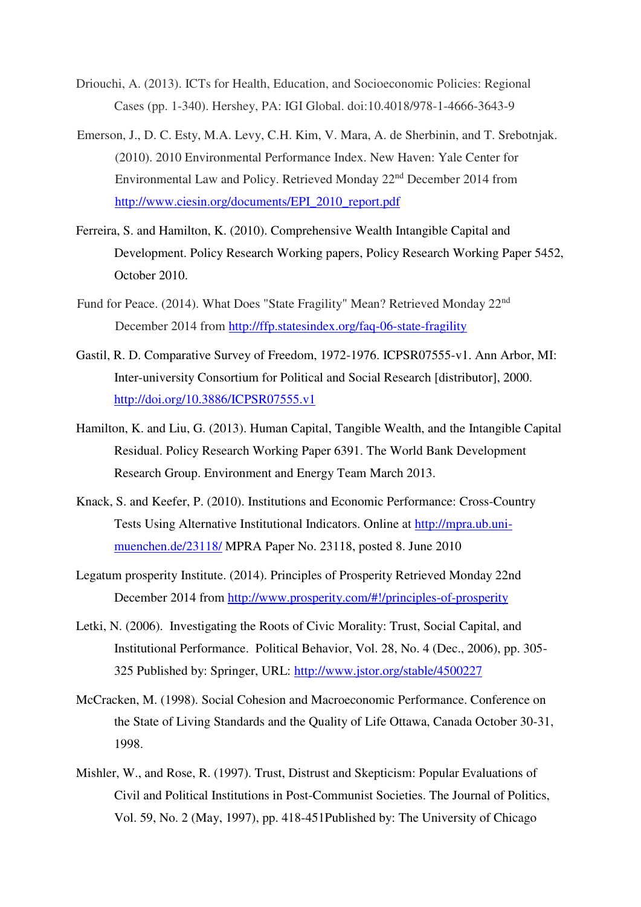Driouchi, A. (2013). ICTs for Health, Education, and Socioeconomic Policies: Regional Cases (pp. 1-340). Hershey, PA: IGI Global. doi:10.4018/978-1-4666-3643-9

Emerson, J., D. C. Esty, M.A. Levy, C.H. Kim, V. Mara, A. de Sherbinin, and T. Srebotnjak. (2010). 2010 Environmental Performance Index. New Haven: Yale Center for Environmental Law and Policy. Retrieved Monday 22nd December 2014 from http://www.ciesin.org/documents/EPI_2010_report.pdf

Ferreira, S. and Hamilton, K. (2010). Comprehensive Wealth Intangible Capital and Development. Policy Research Working papers, Policy Research Working Paper 5452, October 2010.

Fund for Peace. (2014). What Does "State Fragility" Mean? Retrieved Monday 22nd December 2014 from http://ffp.statesindex.org/faq-06-state-fragility

Gastil, R. D. Comparative Survey of Freedom, 1972-1976. ICPSR07555-v1. Ann Arbor, MI: Inter-university Consortium for Political and Social Research [distributor], 2000. http://doi.org/10.3886/ICPSR07555.v1

Hamilton, K. and Liu, G. (2013). Human Capital, Tangible Wealth, and the Intangible Capital Residual. Policy Research Working Paper 6391. The World Bank Development Research Group. Environment and Energy Team March 2013.

Knack, S. and Keefer, P. (2010). Institutions and Economic Performance: Cross-Country Tests Using Alternative Institutional Indicators. Online at http://mpra.ub.uni-muenchen.de/23118/ MPRA Paper No. 23118, posted 8. June 2010

Legatum prosperity Institute. (2014). Principles of Prosperity Retrieved Monday 22nd December 2014 from http://www.prosperity.com/#!/principles-of-prosperity

Letki, N. (2006). Investigating the Roots of Civic Morality: Trust, Social Capital, and Institutional Performance. Political Behavior, Vol. 28, No. 4 (Dec., 2006), pp. 305-325 Published by: Springer, URL: http://www.jstor.org/stable/4500227

McCracken, M. (1998). Social Cohesion and Macroeconomic Performance. Conference on the State of Living Standards and the Quality of Life Ottawa, Canada October 30-31, 1998.

Mishler, W., and Rose, R. (1997). Trust, Distrust and Skepticism: Popular Evaluations of Civil and Political Institutions in Post-Communist Societies. The Journal of Politics, Vol. 59, No. 2 (May, 1997), pp. 418-451Published by: The University of Chicago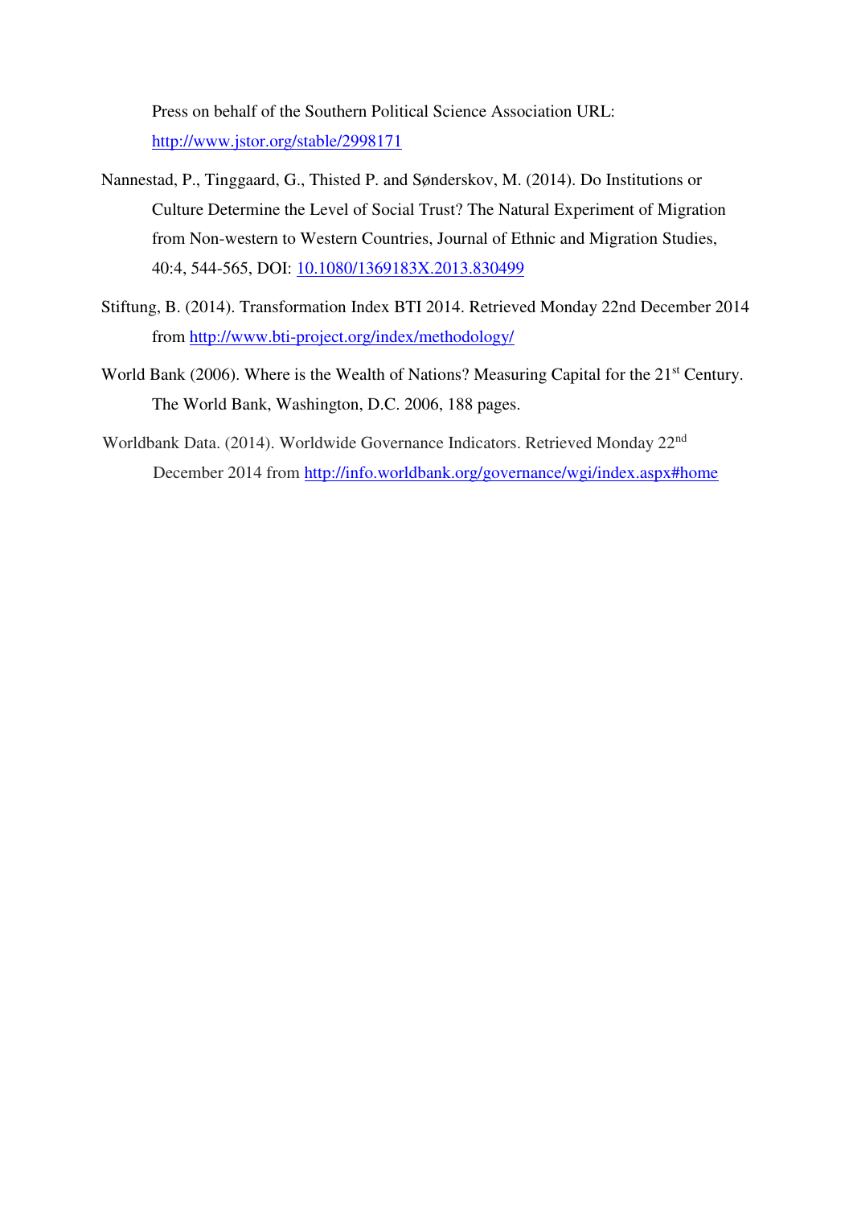Press on behalf of the Southern Political Science Association URL: http://www.jstor.org/stable/2998171

Nannestad, P., Tinggaard, G., Thisted P. and Sønderskov, M. (2014). Do Institutions or Culture Determine the Level of Social Trust? The Natural Experiment of Migration from Non-western to Western Countries, Journal of Ethnic and Migration Studies, 40:4, 544-565, DOI: 10.1080/1369183X.2013.830499

Stiftung, B. (2014). Transformation Index BTI 2014. Retrieved Monday 22nd December 2014 from http://www.bti-project.org/index/methodology/

World Bank (2006). Where is the Wealth of Nations? Measuring Capital for the 21st Century. The World Bank, Washington, D.C. 2006, 188 pages.

Worldbank Data. (2014). Worldwide Governance Indicators. Retrieved Monday 22nd December 2014 from http://info.worldbank.org/governance/wgi/index.aspx#home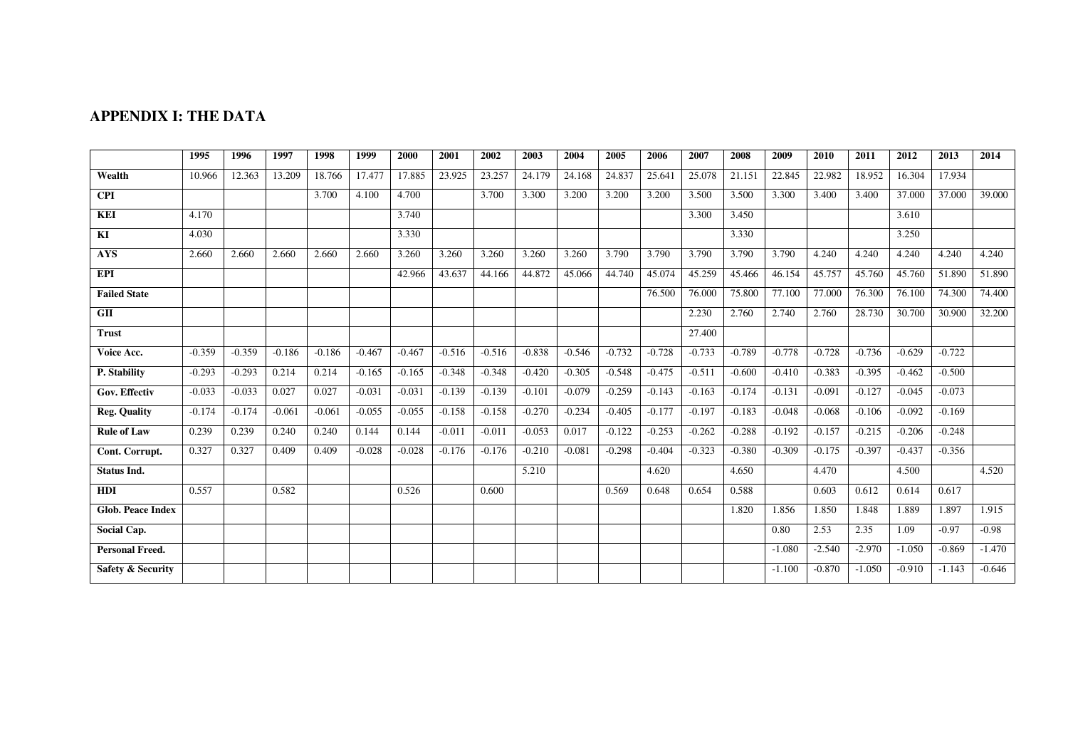## APPENDIX I: THE DATA

| | 1995 | 1996 | 1997 | 1998 | 1999 | 2000 | 2001 | 2002 | 2003 | 2004 | 2005 | 2006 | 2007 | 2008 | 2009 | 2010 | 2011 | 2012 | 2013 | 2014 |
|---|---|---|---|---|---|---|---|---|---|---|---|---|---|---|---|---|---|---|---|---|
| **Wealth** | 10.966 | 12.363 | 13.209 | 18.766 | 17.477 | 17.885 | 23.925 | 23.257 | 24.179 | 24.168 | 24.837 | 25.641 | 25.078 | 21.151 | 22.845 | 22.982 | 18.952 | 16.304 | 17.934 | |
| **CPI** | | | | 3.700 | 4.100 | 4.700 | | 3.700 | 3.300 | 3.200 | 3.200 | 3.200 | 3.500 | 3.500 | 3.300 | 3.400 | 3.400 | 37.000 | 37.000 | 39.000 |
| **KEI** | 4.170 | | | | | 3.740 | | | | | | | 3.300 | 3.450 | | | | 3.610 | | |
| **KI** | 4.030 | | | | | 3.330 | | | | | | | | 3.330 | | | | 3.250 | | |
| **AYS** | 2.660 | 2.660 | 2.660 | 2.660 | 2.660 | 3.260 | 3.260 | 3.260 | 3.260 | 3.260 | 3.790 | 3.790 | 3.790 | 3.790 | 3.790 | 4.240 | 4.240 | 4.240 | 4.240 | 4.240 |
| **EPI** | | | | | | 42.966 | 43.637 | 44.166 | 44.872 | 45.066 | 44.740 | 45.074 | 45.259 | 45.466 | 46.154 | 45.757 | 45.760 | 45.760 | 51.890 | 51.890 |
| **Failed State** | | | | | | | | | | | | 76.500 | 76.000 | 75.800 | 77.100 | 77.000 | 76.300 | 76.100 | 74.300 | 74.400 |
| **GII** | | | | | | | | | | | | | 2.230 | 2.760 | 2.740 | 2.760 | 28.730 | 30.700 | 30.900 | 32.200 |
| **Trust** | | | | | | | | | | | | | 27.400 | | | | | | | |
| **Voice Acc.** | -0.359 | -0.359 | -0.186 | -0.186 | -0.467 | -0.467 | -0.516 | -0.516 | -0.838 | -0.546 | -0.732 | -0.728 | -0.733 | -0.789 | -0.778 | -0.728 | -0.736 | -0.629 | -0.722 | |
| **P. Stability** | -0.293 | -0.293 | 0.214 | 0.214 | -0.165 | -0.165 | -0.348 | -0.348 | -0.420 | -0.305 | -0.548 | -0.475 | -0.511 | -0.600 | -0.410 | -0.383 | -0.395 | -0.462 | -0.500 | |
| **Gov. Effectiv** | -0.033 | -0.033 | 0.027 | 0.027 | -0.031 | -0.031 | -0.139 | -0.139 | -0.101 | -0.079 | -0.259 | -0.143 | -0.163 | -0.174 | -0.131 | -0.091 | -0.127 | -0.045 | -0.073 | |
| **Reg. Quality** | -0.174 | -0.174 | -0.061 | -0.061 | -0.055 | -0.055 | -0.158 | -0.158 | -0.270 | -0.234 | -0.405 | -0.177 | -0.197 | -0.183 | -0.048 | -0.068 | -0.106 | -0.092 | -0.169 | |
| **Rule of Law** | 0.239 | 0.239 | 0.240 | 0.240 | 0.144 | 0.144 | -0.011 | -0.011 | -0.053 | 0.017 | -0.122 | -0.253 | -0.262 | -0.288 | -0.192 | -0.157 | -0.215 | -0.206 | -0.248 | |
| **Cont. Corrupt.** | 0.327 | 0.327 | 0.409 | 0.409 | -0.028 | -0.028 | -0.176 | -0.176 | -0.210 | -0.081 | -0.298 | -0.404 | -0.323 | -0.380 | -0.309 | -0.175 | -0.397 | -0.437 | -0.356 | |
| **Status Ind.** | | | | | | | | | 5.210 | | | 4.620 | | 4.650 | | 4.470 | | 4.500 | | 4.520 |
| **HDI** | 0.557 | | 0.582 | | | 0.526 | | 0.600 | | | 0.569 | 0.648 | 0.654 | 0.588 | | 0.603 | 0.612 | 0.614 | 0.617 | |
| **Glob. Peace Index** | | | | | | | | | | | | | | 1.820 | 1.856 | 1.850 | 1.848 | 1.889 | 1.897 | 1.915 |
| **Social Cap.** | | | | | | | | | | | | | | | 0.80 | 2.53 | 2.35 | 1.09 | -0.97 | -0.98 |
| **Personal Freed.** | | | | | | | | | | | | | | | -1.080 | -2.540 | -2.970 | -1.050 | -0.869 | -1.470 |
| **Safety & Security** | | | | | | | | | | | | | | | -1.100 | -0.870 | -1.050 | -0.910 | -1.143 | -0.646 |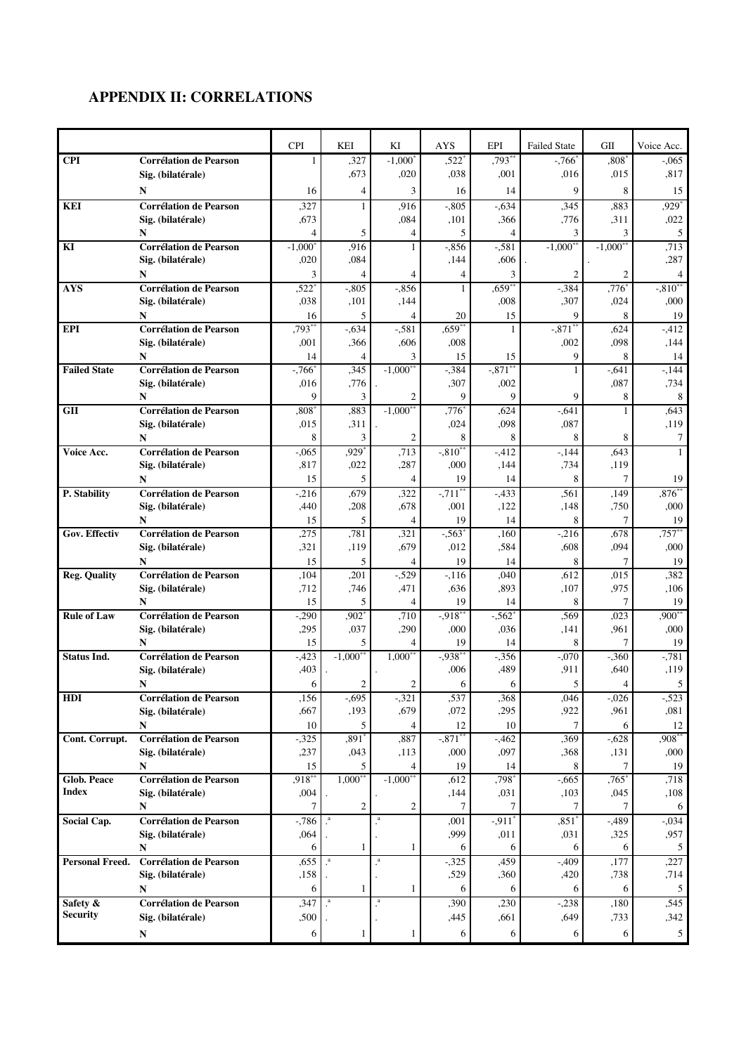## APPENDIX II: CORRELATIONS

| | | CPI | KEI | KI | AYS | EPI | Failed State | GII | Voice Acc. |
|---|---|---|---|---|---|---|---|---|---|
| **CPI** | **Corrélation de Pearson** | 1 | ,327 | -1,000* | ,522* | ,793** | -,766* | ,808* | -,065 |
| | **Sig. (bilatérale)** | | ,673 | ,020 | ,038 | ,001 | ,016 | ,015 | ,817 |
| | **N** | 16 | 4 | 3 | 16 | 14 | 9 | 8 | 15 |
| **KEI** | **Corrélation de Pearson** | ,327 | 1 | ,916 | -,805 | -,634 | ,345 | ,883 | ,929* |
| | **Sig. (bilatérale)** | ,673 | | ,084 | ,101 | ,366 | ,776 | ,311 | ,022 |
| | **N** | 4 | 5 | 4 | 5 | 4 | 3 | 3 | 5 |
| **KI** | **Corrélation de Pearson** | -1,000* | ,916 | 1 | -,856 | -,581 | -1,000** | -1,000** | ,713 |
| | **Sig. (bilatérale)** | ,020 | ,084 | | ,144 | ,606 | . | . | ,287 |
| | **N** | 3 | 4 | 4 | 4 | 3 | 2 | 2 | 4 |
| **AYS** | **Corrélation de Pearson** | ,522* | -,805 | -,856 | 1 | ,659** | -,384 | ,776* | -,810** |
| | **Sig. (bilatérale)** | ,038 | ,101 | ,144 | | ,008 | ,307 | ,024 | ,000 |
| | **N** | 16 | 5 | 4 | 20 | 15 | 9 | 8 | 19 |
| **EPI** | **Corrélation de Pearson** | ,793** | -,634 | -,581 | ,659** | 1 | -,871** | ,624 | -,412 |
| | **Sig. (bilatérale)** | ,001 | ,366 | ,606 | ,008 | | ,002 | ,098 | ,144 |
| | **N** | 14 | 4 | 3 | 15 | 15 | 9 | 8 | 14 |
| **Failed State** | **Corrélation de Pearson** | -,766* | ,345 | -1,000** | -,384 | -,871** | 1 | -,641 | -,144 |
| | **Sig. (bilatérale)** | ,016 | ,776 | . | ,307 | ,002 | | ,087 | ,734 |
| | **N** | 9 | 3 | 2 | 9 | 9 | 9 | 8 | 8 |
| **GII** | **Corrélation de Pearson** | ,808* | ,883 | -1,000** | ,776* | ,624 | -,641 | 1 | ,643 |
| | **Sig. (bilatérale)** | ,015 | ,311 | . | ,024 | ,098 | ,087 | | ,119 |
| | **N** | 8 | 3 | 2 | 8 | 8 | 8 | 8 | 7 |
| **Voice Acc.** | **Corrélation de Pearson** | -,065 | ,929* | ,713 | -,810** | -,412 | -,144 | ,643 | 1 |
| | **Sig. (bilatérale)** | ,817 | ,022 | ,287 | ,000 | ,144 | ,734 | ,119 | |
| | **N** | 15 | 5 | 4 | 19 | 14 | 8 | 7 | 19 |
| **P. Stability** | **Corrélation de Pearson** | -,216 | ,679 | ,322 | -,711** | -,433 | ,561 | ,149 | ,876** |
| | **Sig. (bilatérale)** | ,440 | ,208 | ,678 | ,001 | ,122 | ,148 | ,750 | ,000 |
| | **N** | 15 | 5 | 4 | 19 | 14 | 8 | 7 | 19 |
| **Gov. Effectiv** | **Corrélation de Pearson** | ,275 | ,781 | ,321 | -,563* | ,160 | -,216 | ,678 | ,757** |
| | **Sig. (bilatérale)** | ,321 | ,119 | ,679 | ,012 | ,584 | ,608 | ,094 | ,000 |
| | **N** | 15 | 5 | 4 | 19 | 14 | 8 | 7 | 19 |
| **Reg. Quality** | **Corrélation de Pearson** | ,104 | ,201 | -,529 | -,116 | ,040 | ,612 | ,015 | ,382 |
| | **Sig. (bilatérale)** | ,712 | ,746 | ,471 | ,636 | ,893 | ,107 | ,975 | ,106 |
| | **N** | 15 | 5 | 4 | 19 | 14 | 8 | 7 | 19 |
| **Rule of Law** | **Corrélation de Pearson** | -,290 | ,902* | ,710 | -,918** | -,562* | ,569 | ,023 | ,900** |
| | **Sig. (bilatérale)** | ,295 | ,037 | ,290 | ,000 | ,036 | ,141 | ,961 | ,000 |
| | **N** | 15 | 5 | 4 | 19 | 14 | 8 | 7 | 19 |
| **Status Ind.** | **Corrélation de Pearson** | -,423 | -1,000** | 1,000** | -,938** | -,356 | -,070 | -,360 | -,781 |
| | **Sig. (bilatérale)** | ,403 | . | . | ,006 | ,489 | ,911 | ,640 | ,119 |
| | **N** | 6 | 2 | 2 | 6 | 6 | 5 | 4 | 5 |
| **HDI** | **Corrélation de Pearson** | ,156 | -,695 | -,321 | ,537 | ,368 | ,046 | -,026 | -,523 |
| | **Sig. (bilatérale)** | ,667 | ,193 | ,679 | ,072 | ,295 | ,922 | ,961 | ,081 |
| | **N** | 10 | 5 | 4 | 12 | 10 | 7 | 6 | 12 |
| **Cont. Corrupt.** | **Corrélation de Pearson** | -,325 | ,891* | ,887 | -,871** | -,462 | ,369 | -,628 | ,908** |
| | **Sig. (bilatérale)** | ,237 | ,043 | ,113 | ,000 | ,097 | ,368 | ,131 | ,000 |
| | **N** | 15 | 5 | 4 | 19 | 14 | 8 | 7 | 19 |
| **Glob. Peace Index** | **Corrélation de Pearson** | ,918** | 1,000** | -1,000** | ,612 | ,798* | -,665 | ,765* | ,718 |
| | **Sig. (bilatérale)** | ,004 | . | . | ,144 | ,031 | ,103 | ,045 | ,108 |
| | **N** | 7 | 2 | 2 | 7 | 7 | 7 | 7 | 6 |
| **Social Cap.** | **Corrélation de Pearson** | -,786 | .a | .a | ,001 | -,911* | ,851* | -,489 | -,034 |
| | **Sig. (bilatérale)** | ,064 | . | . | ,999 | ,011 | ,031 | ,325 | ,957 |
| | **N** | 6 | 1 | 1 | 6 | 6 | 6 | 6 | 5 |
| **Personal Freed.** | **Corrélation de Pearson** | ,655 | .a | .a | -,325 | ,459 | -,409 | ,177 | ,227 |
| | **Sig. (bilatérale)** | ,158 | . | . | ,529 | ,360 | ,420 | ,738 | ,714 |
| | **N** | 6 | 1 | 1 | 6 | 6 | 6 | 6 | 5 |
| **Safety & Security** | **Corrélation de Pearson** | ,347 | .a | .a | ,390 | ,230 | -,238 | ,180 | ,545 |
| | **Sig. (bilatérale)** | ,500 | . | . | ,445 | ,661 | ,649 | ,733 | ,342 |
| | **N** | 6 | 1 | 1 | 6 | 6 | 6 | 6 | 5 |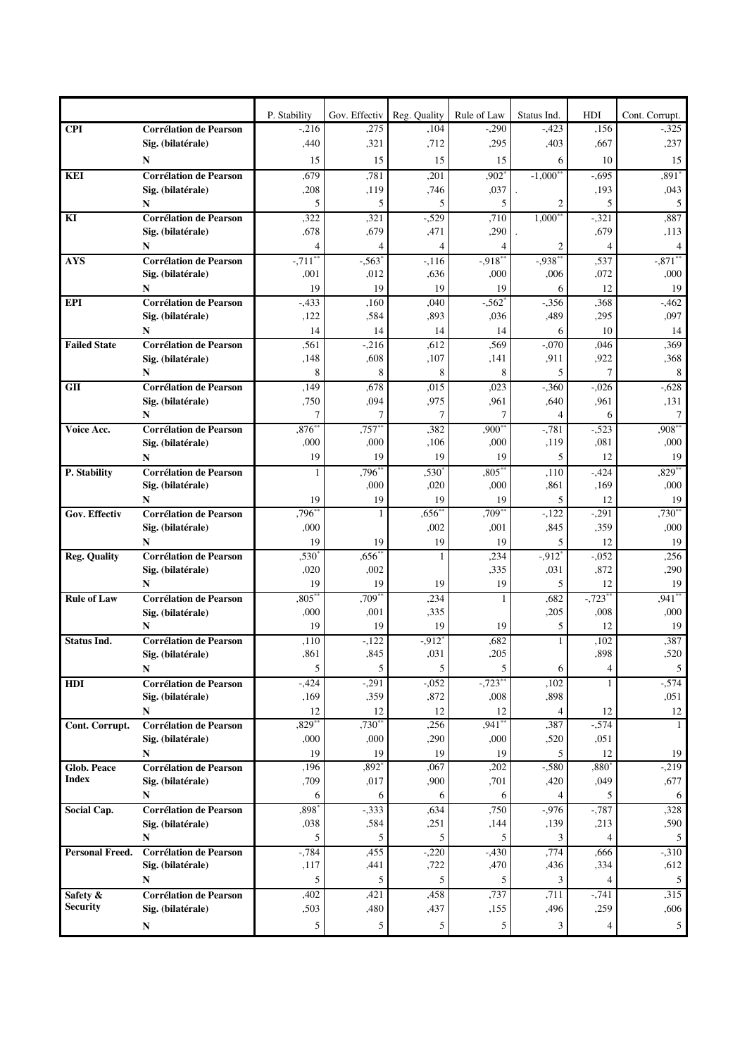| | | P. Stability | Gov. Effectiv | Reg. Quality | Rule of Law | Status Ind. | HDI | Cont. Corrupt. |
|---|---|---|---|---|---|---|---|---|
| **CPI** | **Corrélation de Pearson** | -,216 | ,275 | ,104 | -,290 | -,423 | ,156 | -,325 |
| | **Sig. (bilatérale)** | ,440 | ,321 | ,712 | ,295 | ,403 | ,667 | ,237 |
| | **N** | 15 | 15 | 15 | 15 | 6 | 10 | 15 |
| **KEI** | **Corrélation de Pearson** | ,679 | ,781 | ,201 | ,902* | -1,000** | -,695 | ,891* |
| | **Sig. (bilatérale)** | ,208 | ,119 | ,746 | ,037 | . | ,193 | ,043 |
| | **N** | 5 | 5 | 5 | 5 | 2 | 5 | 5 |
| **KI** | **Corrélation de Pearson** | ,322 | ,321 | -,529 | ,710 | 1,000** | -,321 | ,887 |
| | **Sig. (bilatérale)** | ,678 | ,679 | ,471 | ,290 | . | ,679 | ,113 |
| | **N** | 4 | 4 | 4 | 4 | 2 | 4 | 4 |
| **AYS** | **Corrélation de Pearson** | -,711** | -,563* | -,116 | -,918** | -,938** | ,537 | -,871** |
| | **Sig. (bilatérale)** | ,001 | ,012 | ,636 | ,000 | ,006 | ,072 | ,000 |
| | **N** | 19 | 19 | 19 | 19 | 6 | 12 | 19 |
| **EPI** | **Corrélation de Pearson** | -,433 | ,160 | ,040 | -,562* | -,356 | ,368 | -,462 |
| | **Sig. (bilatérale)** | ,122 | ,584 | ,893 | ,036 | ,489 | ,295 | ,097 |
| | **N** | 14 | 14 | 14 | 14 | 6 | 10 | 14 |
| **Failed State** | **Corrélation de Pearson** | ,561 | -,216 | ,612 | ,569 | -,070 | ,046 | ,369 |
| | **Sig. (bilatérale)** | ,148 | ,608 | ,107 | ,141 | ,911 | ,922 | ,368 |
| | **N** | 8 | 8 | 8 | 8 | 5 | 7 | 8 |
| **GII** | **Corrélation de Pearson** | ,149 | ,678 | ,015 | ,023 | -,360 | -,026 | -,628 |
| | **Sig. (bilatérale)** | ,750 | ,094 | ,975 | ,961 | ,640 | ,961 | ,131 |
| | **N** | 7 | 7 | 7 | 7 | 4 | 6 | 7 |
| **Voice Acc.** | **Corrélation de Pearson** | ,876** | ,757** | ,382 | ,900** | -,781 | -,523 | ,908** |
| | **Sig. (bilatérale)** | ,000 | ,000 | ,106 | ,000 | ,119 | ,081 | ,000 |
| | **N** | 19 | 19 | 19 | 19 | 5 | 12 | 19 |
| **P. Stability** | **Corrélation de Pearson** | 1 | ,796** | ,530* | ,805** | ,110 | -,424 | ,829** |
| | **Sig. (bilatérale)** | | ,000 | ,020 | ,000 | ,861 | ,169 | ,000 |
| | **N** | 19 | 19 | 19 | 19 | 5 | 12 | 19 |
| **Gov. Effectiv** | **Corrélation de Pearson** | ,796** | 1 | ,656** | ,709** | -,122 | -,291 | ,730** |
| | **Sig. (bilatérale)** | ,000 | | ,002 | ,001 | ,845 | ,359 | ,000 |
| | **N** | 19 | 19 | 19 | 19 | 5 | 12 | 19 |
| **Reg. Quality** | **Corrélation de Pearson** | ,530* | ,656** | 1 | ,234 | -,912* | -,052 | ,256 |
| | **Sig. (bilatérale)** | ,020 | ,002 | | ,335 | ,031 | ,872 | ,290 |
| | **N** | 19 | 19 | 19 | 19 | 5 | 12 | 19 |
| **Rule of Law** | **Corrélation de Pearson** | ,805** | ,709** | ,234 | 1 | ,682 | -,723** | ,941** |
| | **Sig. (bilatérale)** | ,000 | ,001 | ,335 | | ,205 | ,008 | ,000 |
| | **N** | 19 | 19 | 19 | 19 | 5 | 12 | 19 |
| **Status Ind.** | **Corrélation de Pearson** | ,110 | -,122 | -,912* | ,682 | 1 | ,102 | ,387 |
| | **Sig. (bilatérale)** | ,861 | ,845 | ,031 | ,205 | | ,898 | ,520 |
| | **N** | 5 | 5 | 5 | 5 | 6 | 4 | 5 |
| **HDI** | **Corrélation de Pearson** | -,424 | -,291 | -,052 | -,723** | ,102 | 1 | -,574 |
| | **Sig. (bilatérale)** | ,169 | ,359 | ,872 | ,008 | ,898 | | ,051 |
| | **N** | 12 | 12 | 12 | 12 | 4 | 12 | 12 |
| **Cont. Corrupt.** | **Corrélation de Pearson** | ,829** | ,730** | ,256 | ,941** | ,387 | -,574 | 1 |
| | **Sig. (bilatérale)** | ,000 | ,000 | ,290 | ,000 | ,520 | ,051 | |
| | **N** | 19 | 19 | 19 | 19 | 5 | 12 | 19 |
| **Glob. Peace Index** | **Corrélation de Pearson** | ,196 | ,892* | ,067 | ,202 | -,580 | ,880* | -,219 |
| | **Sig. (bilatérale)** | ,709 | ,017 | ,900 | ,701 | ,420 | ,049 | ,677 |
| | **N** | 6 | 6 | 6 | 6 | 4 | 5 | 6 |
| **Social Cap.** | **Corrélation de Pearson** | ,898* | -,333 | ,634 | ,750 | -,976 | -,787 | ,328 |
| | **Sig. (bilatérale)** | ,038 | ,584 | ,251 | ,144 | ,139 | ,213 | ,590 |
| | **N** | 5 | 5 | 5 | 5 | 3 | 4 | 5 |
| **Personal Freed.** | **Corrélation de Pearson** | -,784 | ,455 | -,220 | -,430 | ,774 | ,666 | -,310 |
| | **Sig. (bilatérale)** | ,117 | ,441 | ,722 | ,470 | ,436 | ,334 | ,612 |
| | **N** | 5 | 5 | 5 | 5 | 3 | 4 | 5 |
| **Safety & Security** | **Corrélation de Pearson** | ,402 | ,421 | ,458 | ,737 | ,711 | -,741 | ,315 |
| | **Sig. (bilatérale)** | ,503 | ,480 | ,437 | ,155 | ,496 | ,259 | ,606 |
| | **N** | 5 | 5 | 5 | 5 | 3 | 4 | 5 |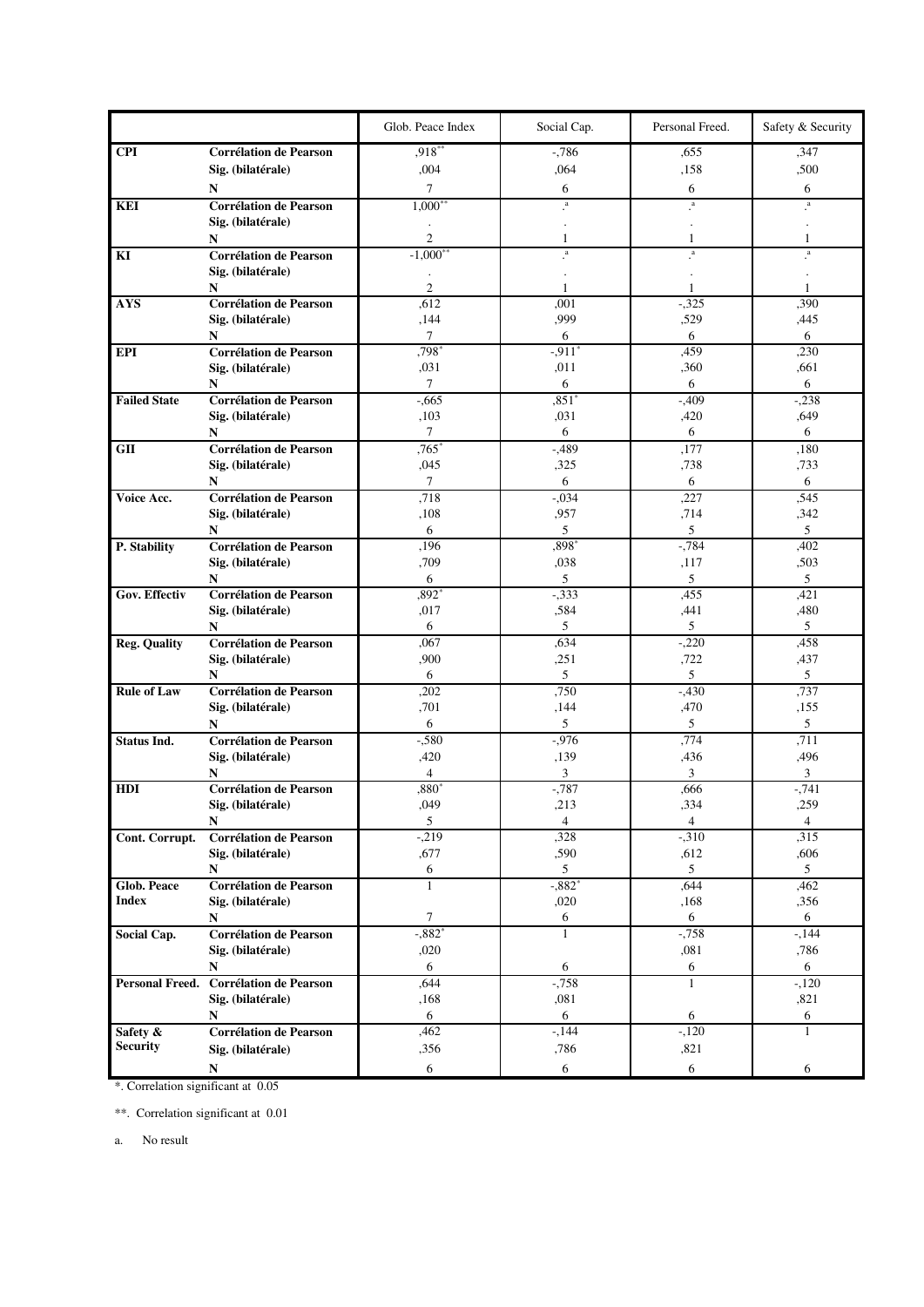| | | Glob. Peace Index | Social Cap. | Personal Freed. | Safety & Security |
|---|---|---|---|---|---|
| **CPI** | **Corrélation de Pearson** | ,918** | -,786 | ,655 | ,347 |
| | **Sig. (bilatérale)** | ,004 | ,064 | ,158 | ,500 |
| | **N** | 7 | 6 | 6 | 6 |
| **KEI** | **Corrélation de Pearson** | 1,000** | .a | .a | .a |
| | **Sig. (bilatérale)** | . | . | . | . |
| | **N** | 2 | 1 | 1 | 1 |
| **KI** | **Corrélation de Pearson** | -1,000** | .a | .a | .a |
| | **Sig. (bilatérale)** | . | . | . | . |
| | **N** | 2 | 1 | 1 | 1 |
| **AYS** | **Corrélation de Pearson** | ,612 | ,001 | -,325 | ,390 |
| | **Sig. (bilatérale)** | ,144 | ,999 | ,529 | ,445 |
| | **N** | 7 | 6 | 6 | 6 |
| **EPI** | **Corrélation de Pearson** | ,798* | -,911* | ,459 | ,230 |
| | **Sig. (bilatérale)** | ,031 | ,011 | ,360 | ,661 |
| | **N** | 7 | 6 | 6 | 6 |
| **Failed State** | **Corrélation de Pearson** | -,665 | ,851* | -,409 | -,238 |
| | **Sig. (bilatérale)** | ,103 | ,031 | ,420 | ,649 |
| | **N** | 7 | 6 | 6 | 6 |
| **GII** | **Corrélation de Pearson** | ,765* | -,489 | ,177 | ,180 |
| | **Sig. (bilatérale)** | ,045 | ,325 | ,738 | ,733 |
| | **N** | 7 | 6 | 6 | 6 |
| **Voice Acc.** | **Corrélation de Pearson** | ,718 | -,034 | ,227 | ,545 |
| | **Sig. (bilatérale)** | ,108 | ,957 | ,714 | ,342 |
| | **N** | 6 | 5 | 5 | 5 |
| **P. Stability** | **Corrélation de Pearson** | ,196 | ,898* | -,784 | ,402 |
| | **Sig. (bilatérale)** | ,709 | ,038 | ,117 | ,503 |
| | **N** | 6 | 5 | 5 | 5 |
| **Gov. Effectiv** | **Corrélation de Pearson** | ,892* | -,333 | ,455 | ,421 |
| | **Sig. (bilatérale)** | ,017 | ,584 | ,441 | ,480 |
| | **N** | 6 | 5 | 5 | 5 |
| **Reg. Quality** | **Corrélation de Pearson** | ,067 | ,634 | -,220 | ,458 |
| | **Sig. (bilatérale)** | ,900 | ,251 | ,722 | ,437 |
| | **N** | 6 | 5 | 5 | 5 |
| **Rule of Law** | **Corrélation de Pearson** | ,202 | ,750 | -,430 | ,737 |
| | **Sig. (bilatérale)** | ,701 | ,144 | ,470 | ,155 |
| | **N** | 6 | 5 | 5 | 5 |
| **Status Ind.** | **Corrélation de Pearson** | -,580 | -,976 | ,774 | ,711 |
| | **Sig. (bilatérale)** | ,420 | ,139 | ,436 | ,496 |
| | **N** | 4 | 3 | 3 | 3 |
| **HDI** | **Corrélation de Pearson** | ,880* | -,787 | ,666 | -,741 |
| | **Sig. (bilatérale)** | ,049 | ,213 | ,334 | ,259 |
| | **N** | 5 | 4 | 4 | 4 |
| **Cont. Corrupt.** | **Corrélation de Pearson** | -,219 | ,328 | -,310 | ,315 |
| | **Sig. (bilatérale)** | ,677 | ,590 | ,612 | ,606 |
| | **N** | 6 | 5 | 5 | 5 |
| **Glob. Peace Index** | **Corrélation de Pearson** | 1 | -,882* | ,644 | ,462 |
| | **Sig. (bilatérale)** | | ,020 | ,168 | ,356 |
| | **N** | 7 | 6 | 6 | 6 |
| **Social Cap.** | **Corrélation de Pearson** | -,882* | 1 | -,758 | -,144 |
| | **Sig. (bilatérale)** | ,020 | | ,081 | ,786 |
| | **N** | 6 | 6 | 6 | 6 |
| **Personal Freed.** | **Corrélation de Pearson** | ,644 | -,758 | 1 | -,120 |
| | **Sig. (bilatérale)** | ,168 | ,081 | | ,821 |
| | **N** | 6 | 6 | 6 | 6 |
| **Safety & Security** | **Corrélation de Pearson** | ,462 | -,144 | -,120 | 1 |
| | **Sig. (bilatérale)** | ,356 | ,786 | ,821 | |
| | **N** | 6 | 6 | 6 | 6 |

*. Correlation significant at 0.05

**. Correlation significant at 0.01

a. No result